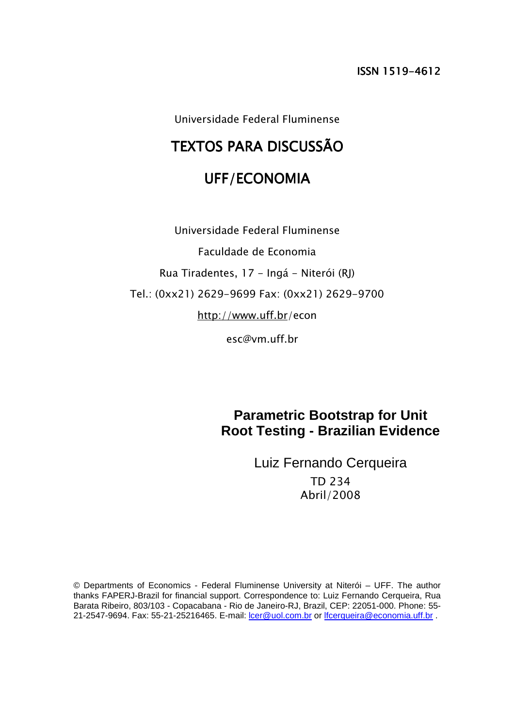ISSN 1519-4612

Universidade Federal Fluminense

# TEXTOS PARA DISCUSSÃO

# UFF/ECONOMIA

Universidade Federal Fluminense

Faculdade de Economia

Rua Tiradentes, 17 - Ingá - Niterói (RJ)

Tel.: (0xx21) 2629-9699 Fax: (0xx21) 2629-9700

http://www.uff.br/econ

esc@vm.uff.br

## Parametric Bootstrap for Unit Root Testing - Brazilian Evidence

Luiz Fernando Cerqueira

TD 234

Abril/2008

© Departments of Economics - Federal Fluminense University at Niterói – UFF. The author thanks FAPERJ-Brazil for financial support. Correspondence to: Luiz Fernando Cerqueira, Rua Barata Ribeiro, 803/103 - Copacabana - Rio de Janeiro-RJ, Brazil, CEP: 22051-000. Phone: 55-21-2547-9694. Fax: 55-21-25216465. E-mail: lcer@uol.com.br or lfcerqueira@economia.uff.br .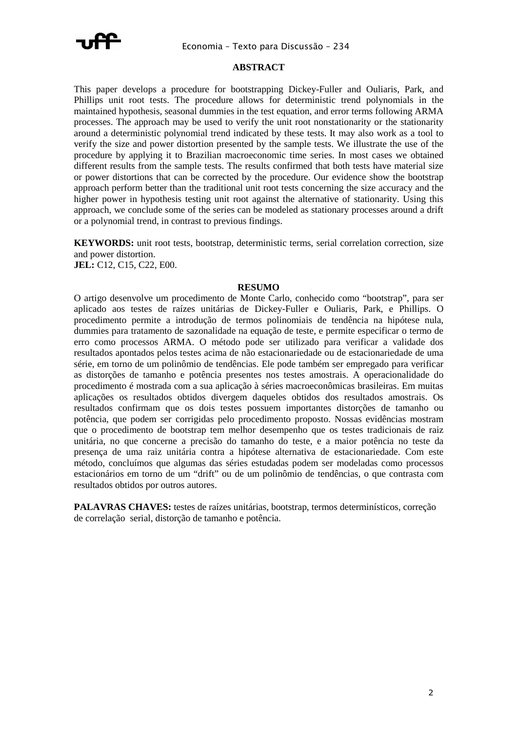## ABSTRACT

This paper develops a procedure for bootstrapping Dickey-Fuller and Ouliaris, Park, and Phillips unit root tests. The procedure allows for deterministic trend polynomials in the maintained hypothesis, seasonal dummies in the test equation, and error terms following ARMA processes. The approach may be used to verify the unit root nonstationarity or the stationarity around a deterministic polynomial trend indicated by these tests. It may also work as a tool to verify the size and power distortion presented by the sample tests. We illustrate the use of the procedure by applying it to Brazilian macroeconomic time series. In most cases we obtained different results from the sample tests. The results confirmed that both tests have material size or power distortions that can be corrected by the procedure. Our evidence show the bootstrap approach perform better than the traditional unit root tests concerning the size accuracy and the higher power in hypothesis testing unit root against the alternative of stationarity. Using this approach, we conclude some of the series can be modeled as stationary processes around a drift or a polynomial trend, in contrast to previous findings.

**KEYWORDS:** unit root tests, bootstrap, deterministic terms, serial correlation correction, size and power distortion.
**JEL:** C12, C15, C22, E00.

## RESUMO

O artigo desenvolve um procedimento de Monte Carlo, conhecido como "bootstrap", para ser aplicado aos testes de raízes unitárias de Dickey-Fuller e Ouliaris, Park, e Phillips. O procedimento permite a introdução de termos polinomiais de tendência na hipótese nula, dummies para tratamento de sazonalidade na equação de teste, e permite especificar o termo de erro como processos ARMA. O método pode ser utilizado para verificar a validade dos resultados apontados pelos testes acima de não estacionariedade ou de estacionariedade de uma série, em torno de um polinômio de tendências. Ele pode também ser empregado para verificar as distorções de tamanho e potência presentes nos testes amostrais. A operacionalidade do procedimento é mostrada com a sua aplicação à séries macroeconômicas brasileiras. Em muitas aplicações os resultados obtidos divergem daqueles obtidos dos resultados amostrais. Os resultados confirmam que os dois testes possuem importantes distorções de tamanho ou potência, que podem ser corrigidas pelo procedimento proposto. Nossas evidências mostram que o procedimento de bootstrap tem melhor desempenho que os testes tradicionais de raiz unitária, no que concerne a precisão do tamanho do teste, e a maior potência no teste da presença de uma raiz unitária contra a hipótese alternativa de estacionariedade. Com este método, concluímos que algumas das séries estudadas podem ser modeladas como processos estacionários em torno de um "drift" ou de um polinômio de tendências, o que contrasta com resultados obtidos por outros autores.

**PALAVRAS CHAVES:** testes de raízes unitárias, bootstrap, termos determinísticos, correção de correlação serial, distorção de tamanho e potência.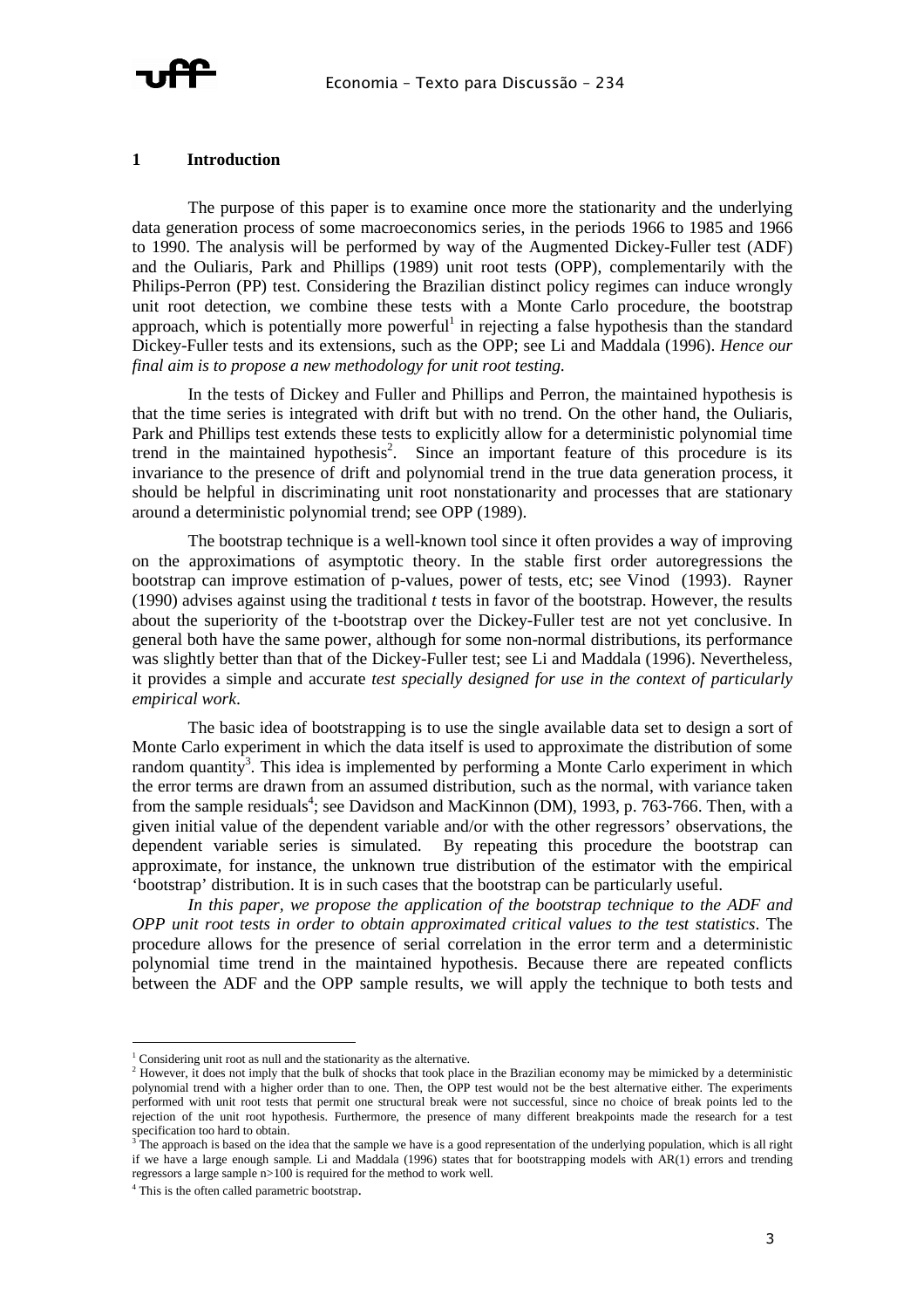## 1 Introduction

The purpose of this paper is to examine once more the stationarity and the underlying data generation process of some macroeconomics series, in the periods 1966 to 1985 and 1966 to 1990. The analysis will be performed by way of the Augmented Dickey-Fuller test (ADF) and the Ouliaris, Park and Phillips (1989) unit root tests (OPP), complementarily with the Philips-Perron (PP) test. Considering the Brazilian distinct policy regimes can induce wrongly unit root detection, we combine these tests with a Monte Carlo procedure, the bootstrap approach, which is potentially more powerful[1] in rejecting a false hypothesis than the standard Dickey-Fuller tests and its extensions, such as the OPP; see Li and Maddala (1996). *Hence our final aim is to propose a new methodology for unit root testing.*

In the tests of Dickey and Fuller and Phillips and Perron, the maintained hypothesis is that the time series is integrated with drift but with no trend. On the other hand, the Ouliaris, Park and Phillips test extends these tests to explicitly allow for a deterministic polynomial time trend in the maintained hypothesis[2]. Since an important feature of this procedure is its invariance to the presence of drift and polynomial trend in the true data generation process, it should be helpful in discriminating unit root nonstationarity and processes that are stationary around a deterministic polynomial trend; see OPP (1989).

The bootstrap technique is a well-known tool since it often provides a way of improving on the approximations of asymptotic theory. In the stable first order autoregressions the bootstrap can improve estimation of p-values, power of tests, etc; see Vinod (1993). Rayner (1990) advises against using the traditional *t* tests in favor of the bootstrap. However, the results about the superiority of the t-bootstrap over the Dickey-Fuller test are not yet conclusive. In general both have the same power, although for some non-normal distributions, its performance was slightly better than that of the Dickey-Fuller test; see Li and Maddala (1996). Nevertheless, it provides a simple and accurate *test specially designed for use in the context of particularly empirical work*.

The basic idea of bootstrapping is to use the single available data set to design a sort of Monte Carlo experiment in which the data itself is used to approximate the distribution of some random quantity[3]. This idea is implemented by performing a Monte Carlo experiment in which the error terms are drawn from an assumed distribution, such as the normal, with variance taken from the sample residuals[4]; see Davidson and MacKinnon (DM), 1993, p. 763-766. Then, with a given initial value of the dependent variable and/or with the other regressors' observations, the dependent variable series is simulated. By repeating this procedure the bootstrap can approximate, for instance, the unknown true distribution of the estimator with the empirical 'bootstrap' distribution. It is in such cases that the bootstrap can be particularly useful.

*In this paper, we propose the application of the bootstrap technique to the ADF and OPP unit root tests in order to obtain approximated critical values to the test statistics*. The procedure allows for the presence of serial correlation in the error term and a deterministic polynomial time trend in the maintained hypothesis. Because there are repeated conflicts between the ADF and the OPP sample results, we will apply the technique to both tests and

---

[1] Considering unit root as null and the stationarity as the alternative.

[2] However, it does not imply that the bulk of shocks that took place in the Brazilian economy may be mimicked by a deterministic polynomial trend with a higher order than to one. Then, the OPP test would not be the best alternative either. The experiments performed with unit root tests that permit one structural break were not successful, since no choice of break points led to the rejection of the unit root hypothesis. Furthermore, the presence of many different breakpoints made the research for a test specification too hard to obtain.

[3] The approach is based on the idea that the sample we have is a good representation of the underlying population, which is all right if we have a large enough sample. Li and Maddala (1996) states that for bootstrapping models with AR(1) errors and trending regressors a large sample $n>100$ is required for the method to work well.

[4] This is the often called parametric bootstrap.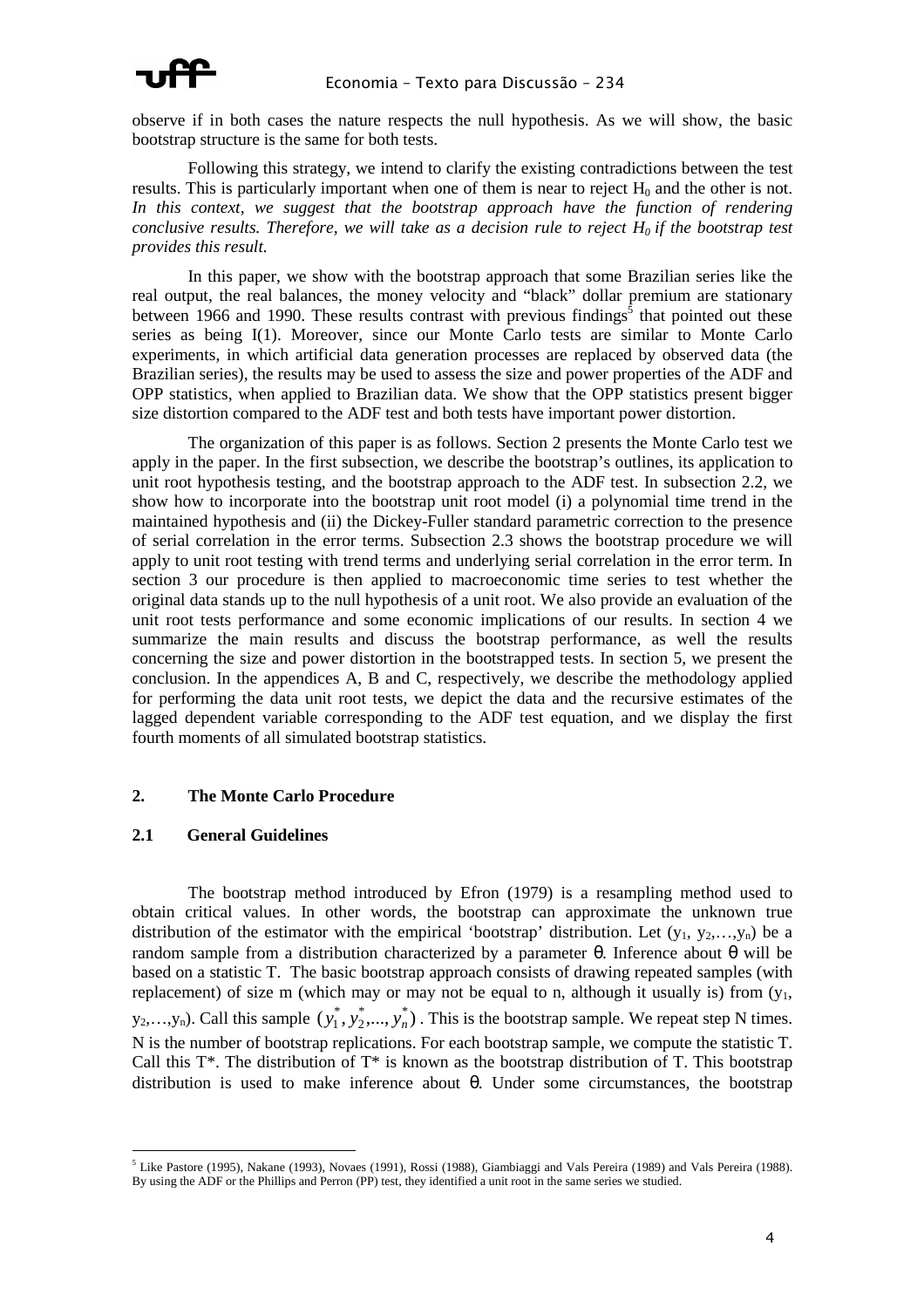observe if in both cases the nature respects the null hypothesis. As we will show, the basic bootstrap structure is the same for both tests.

Following this strategy, we intend to clarify the existing contradictions between the test results. This is particularly important when one of them is near to reject $H_0$ and the other is not. *In this context, we suggest that the bootstrap approach have the function of rendering conclusive results. Therefore, we will take as a decision rule to reject $H_0$ if the bootstrap test provides this result.*

In this paper, we show with the bootstrap approach that some Brazilian series like the real output, the real balances, the money velocity and "black" dollar premium are stationary between 1966 and 1990. These results contrast with previous findings[5] that pointed out these series as being I(1). Moreover, since our Monte Carlo tests are similar to Monte Carlo experiments, in which artificial data generation processes are replaced by observed data (the Brazilian series), the results may be used to assess the size and power properties of the ADF and OPP statistics, when applied to Brazilian data. We show that the OPP statistics present bigger size distortion compared to the ADF test and both tests have important power distortion.

The organization of this paper is as follows. Section 2 presents the Monte Carlo test we apply in the paper. In the first subsection, we describe the bootstrap's outlines, its application to unit root hypothesis testing, and the bootstrap approach to the ADF test. In subsection 2.2, we show how to incorporate into the bootstrap unit root model (i) a polynomial time trend in the maintained hypothesis and (ii) the Dickey-Fuller standard parametric correction to the presence of serial correlation in the error terms. Subsection 2.3 shows the bootstrap procedure we will apply to unit root testing with trend terms and underlying serial correlation in the error term. In section 3 our procedure is then applied to macroeconomic time series to test whether the original data stands up to the null hypothesis of a unit root. We also provide an evaluation of the unit root tests performance and some economic implications of our results. In section 4 we summarize the main results and discuss the bootstrap performance, as well the results concerning the size and power distortion in the bootstrapped tests. In section 5, we present the conclusion. In the appendices A, B and C, respectively, we describe the methodology applied for performing the data unit root tests, we depict the data and the recursive estimates of the lagged dependent variable corresponding to the ADF test equation, and we display the first fourth moments of all simulated bootstrap statistics.

## 2. The Monte Carlo Procedure

### 2.1 General Guidelines

The bootstrap method introduced by Efron (1979) is a resampling method used to obtain critical values. In other words, the bootstrap can approximate the unknown true distribution of the estimator with the empirical 'bootstrap' distribution. Let $(y_1, y_2,\ldots,y_n)$ be a random sample from a distribution characterized by a parameter $\theta$. Inference about $\theta$ will be based on a statistic T. The basic bootstrap approach consists of drawing repeated samples (with replacement) of size m (which may or may not be equal to n, although it usually is) from $(y_1, y_2,\ldots,y_n)$. Call this sample $(y_1^*, y_2^*,\ldots, y_n^*)$. This is the bootstrap sample. We repeat step N times. N is the number of bootstrap replications. For each bootstrap sample, we compute the statistic T. Call this T*. The distribution of T* is known as the bootstrap distribution of T. This bootstrap distribution is used to make inference about $\theta$. Under some circumstances, the bootstrap

[5] Like Pastore (1995), Nakane (1993), Novaes (1991), Rossi (1988), Giambiaggi and Vals Pereira (1989) and Vals Pereira (1988). By using the ADF or the Phillips and Perron (PP) test, they identified a unit root in the same series we studied.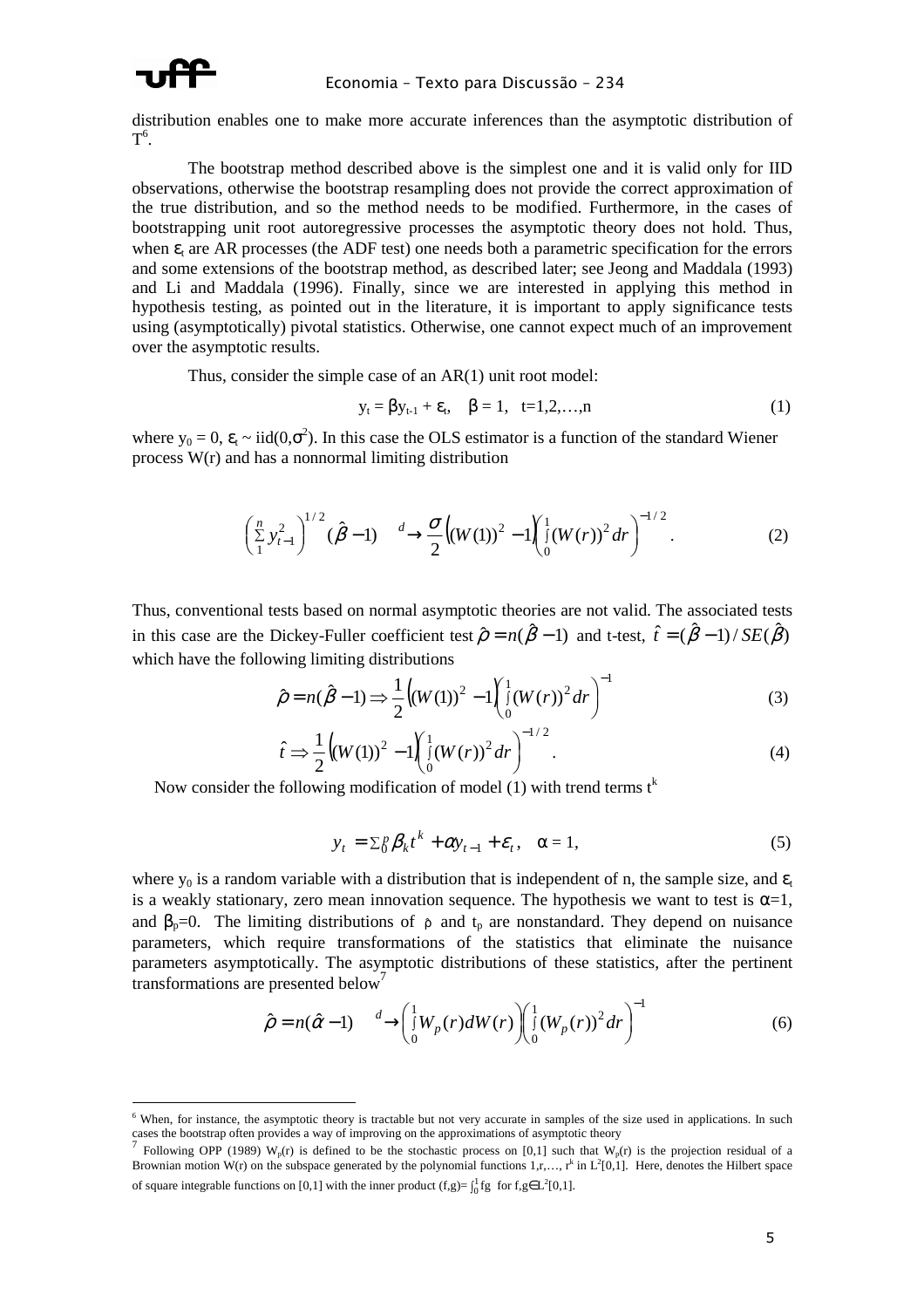distribution enables one to make more accurate inferences than the asymptotic distribution of T[6].

The bootstrap method described above is the simplest one and it is valid only for IID observations, otherwise the bootstrap resampling does not provide the correct approximation of the true distribution, and so the method needs to be modified. Furthermore, in the cases of bootstrapping unit root autoregressive processes the asymptotic theory does not hold. Thus, when $\varepsilon_t$ are AR processes (the ADF test) one needs both a parametric specification for the errors and some extensions of the bootstrap method, as described later; see Jeong and Maddala (1993) and Li and Maddala (1996). Finally, since we are interested in applying this method in hypothesis testing, as pointed out in the literature, it is important to apply significance tests using (asymptotically) pivotal statistics. Otherwise, one cannot expect much of an improvement over the asymptotic results.

Thus, consider the simple case of an AR(1) unit root model:

$$y_t = \beta y_{t-1} + \varepsilon_t, \quad \beta = 1, \quad t=1,2,\ldots,n \tag{1}$$

where $y_0 = 0$, $\varepsilon_t \sim \text{iid}(0,\sigma^2)$. In this case the OLS estimator is a function of the standard Wiener process W(r) and has a nonnormal limiting distribution

$$\left(\sum_1^n y_{t-1}^2\right)^{1/2}(\hat{\beta}-1) \quad \xrightarrow{d} \frac{\sigma}{2}\left((W(1))^2-1\right)\left(\int_0^1 (W(r))^2\,dr\right)^{-1/2}. \tag{2}$$

Thus, conventional tests based on normal asymptotic theories are not valid. The associated tests in this case are the Dickey-Fuller coefficient test $\hat{\rho} = n(\hat{\beta}-1)$ and t-test, $\hat{t} = (\hat{\beta}-1)/SE(\hat{\beta})$ which have the following limiting distributions

$$\hat{\rho} = n(\hat{\beta}-1) \Rightarrow \frac{1}{2}\left((W(1))^2-1\right)\left(\int_0^1 (W(r))^2\,dr\right)^{-1} \tag{3}$$

$$\hat{t} \Rightarrow \frac{1}{2}\left((W(1))^2-1\right)\left(\int_0^1 (W(r))^2\,dr\right)^{-1/2}. \tag{4}$$

Now consider the following modification of model (1) with trend terms $t^k$

$$y_t = \sum_0^p \beta_k t^k + \alpha y_{t-1} + \varepsilon_t, \quad \alpha = 1, \tag{5}$$

where $y_0$ is a random variable with a distribution that is independent of n, the sample size, and $\varepsilon_t$ is a weakly stationary, zero mean innovation sequence. The hypothesis we want to test is $\alpha=1$, and $\beta_p=0$. The limiting distributions of $\rho$ and $t_p$ are nonstandard. They depend on nuisance parameters, which require transformations of the statistics that eliminate the nuisance parameters asymptotically. The asymptotic distributions of these statistics, after the pertinent transformations are presented below[7]

$$\hat{\rho} = n(\hat{\alpha}-1) \quad \xrightarrow{d} \left(\int_0^1 W_p(r)\,dW(r)\right)\left(\int_0^1 (W_p(r))^2\,dr\right)^{-1} \tag{6}$$

---

[6] When, for instance, the asymptotic theory is tractable but not very accurate in samples of the size used in applications. In such cases the bootstrap often provides a way of improving on the approximations of asymptotic theory

[7] Following OPP (1989) $W_p(r)$ is defined to be the stochastic process on [0,1] such that $W_p(r)$ is the projection residual of a Brownian motion W(r) on the subspace generated by the polynomial functions $1, r, \ldots, r^k$ in $L^2[0,1]$. Here, denotes the Hilbert space of square integrable functions on [0,1] with the inner product $(f,g) = \int_0^1 fg$ for $f,g \in L^2[0,1]$.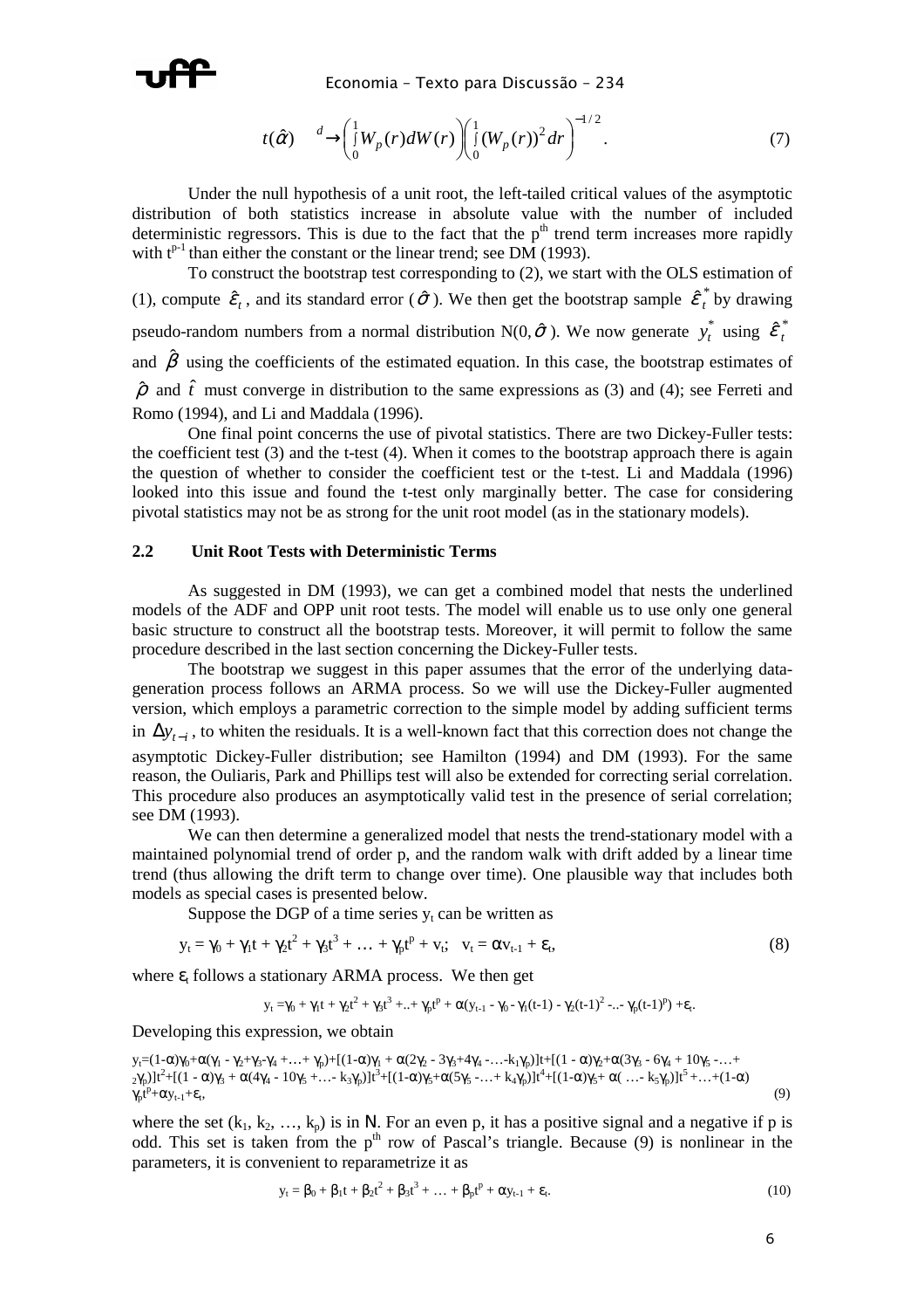$$t(\hat{\alpha}) \xrightarrow{d} \left(\int_0^1 W_p(r)dW(r)\right)\left(\int_0^1 (W_p(r))^2 dr\right)^{-1/2}. \tag{7}$$

Under the null hypothesis of a unit root, the left-tailed critical values of the asymptotic distribution of both statistics increase in absolute value with the number of included deterministic regressors. This is due to the fact that the p$^{th}$ trend term increases more rapidly with $t^{p-1}$ than either the constant or the linear trend; see DM (1993).

To construct the bootstrap test corresponding to (2), we start with the OLS estimation of (1), compute $\hat{\varepsilon}_t$, and its standard error ($\hat{\sigma}$). We then get the bootstrap sample $\hat{\varepsilon}_t^*$ by drawing pseudo-random numbers from a normal distribution $N(0, \hat{\sigma})$. We now generate $y_t^*$ using $\hat{\varepsilon}_t^*$ and $\hat{\beta}$ using the coefficients of the estimated equation. In this case, the bootstrap estimates of $\hat{\rho}$ and $\hat{t}$ must converge in distribution to the same expressions as (3) and (4); see Ferreti and Romo (1994), and Li and Maddala (1996).

One final point concerns the use of pivotal statistics. There are two Dickey-Fuller tests: the coefficient test (3) and the t-test (4). When it comes to the bootstrap approach there is again the question of whether to consider the coefficient test or the t-test. Li and Maddala (1996) looked into this issue and found the t-test only marginally better. The case for considering pivotal statistics may not be as strong for the unit root model (as in the stationary models).

## 2.2 Unit Root Tests with Deterministic Terms

As suggested in DM (1993), we can get a combined model that nests the underlined models of the ADF and OPP unit root tests. The model will enable us to use only one general basic structure to construct all the bootstrap tests. Moreover, it will permit to follow the same procedure described in the last section concerning the Dickey-Fuller tests.

The bootstrap we suggest in this paper assumes that the error of the underlying data-generation process follows an ARMA process. So we will use the Dickey-Fuller augmented version, which employs a parametric correction to the simple model by adding sufficient terms in $\Delta y_{t-i}$, to whiten the residuals. It is a well-known fact that this correction does not change the asymptotic Dickey-Fuller distribution; see Hamilton (1994) and DM (1993). For the same reason, the Ouliaris, Park and Phillips test will also be extended for correcting serial correlation. This procedure also produces an asymptotically valid test in the presence of serial correlation; see DM (1993).

We can then determine a generalized model that nests the trend-stationary model with a maintained polynomial trend of order p, and the random walk with drift added by a linear time trend (thus allowing the drift term to change over time). One plausible way that includes both models as special cases is presented below.

Suppose the DGP of a time series $y_t$ can be written as

$$y_t = \gamma_0 + \gamma_1 t + \gamma_2 t^2 + \gamma_3 t^3 + \ldots + \gamma_p t^p + v_t; \quad v_t = \alpha v_{t-1} + \varepsilon_t, \tag{8}$$

where $\varepsilon_t$ follows a stationary ARMA process. We then get

$$y_t = \gamma_0 + \gamma_1 t + \gamma_2 t^2 + \gamma_3 t^3 + .. + \gamma_p t^p + \alpha(y_{t-1} - \gamma_0 - \gamma_1(t-1) - \gamma_2(t-1)^2 - .. - \gamma_p(t-1)^p) + \varepsilon_t.$$

Developing this expression, we obtain

$$y_t = (1-\alpha)\gamma_0 + \alpha(\gamma_1 - \gamma_2 + \gamma_3 - \gamma_4 + \ldots + \gamma_p) + [(1-\alpha)\gamma_1 + \alpha(2\gamma_2 - 3\gamma_3 + 4\gamma_4 - \ldots - k_1\gamma_p)]t + [(1-\alpha)\gamma_2 + \alpha(3\gamma_3 - 6\gamma_4 + 10\gamma_5 - \ldots + {}_2\gamma_p)]t^2 + [(1-\alpha)\gamma_3 + \alpha(4\gamma_4 - 10\gamma_5 + \ldots - k_3\gamma_p)]t^3 + [(1-\alpha)\gamma_5 + \alpha(5\gamma_5 - \ldots + k_4\gamma_p)]t^4 + [(1-\alpha)\gamma_5 + \alpha(\ldots - k_5\gamma_p)]t^5 + \ldots + (1-\alpha)\gamma_p t^p + \alpha y_{t-1} + \varepsilon_t, \tag{9}$$

where the set $(k_1, k_2, \ldots, k_p)$ is in N. For an even p, it has a positive signal and a negative if p is odd. This set is taken from the p$^{th}$ row of Pascal's triangle. Because (9) is nonlinear in the parameters, it is convenient to reparametrize it as

$$y_t = \beta_0 + \beta_1 t + \beta_2 t^2 + \beta_3 t^3 + \ldots + \beta_p t^p + \alpha y_{t-1} + \varepsilon_t. \tag{10}$$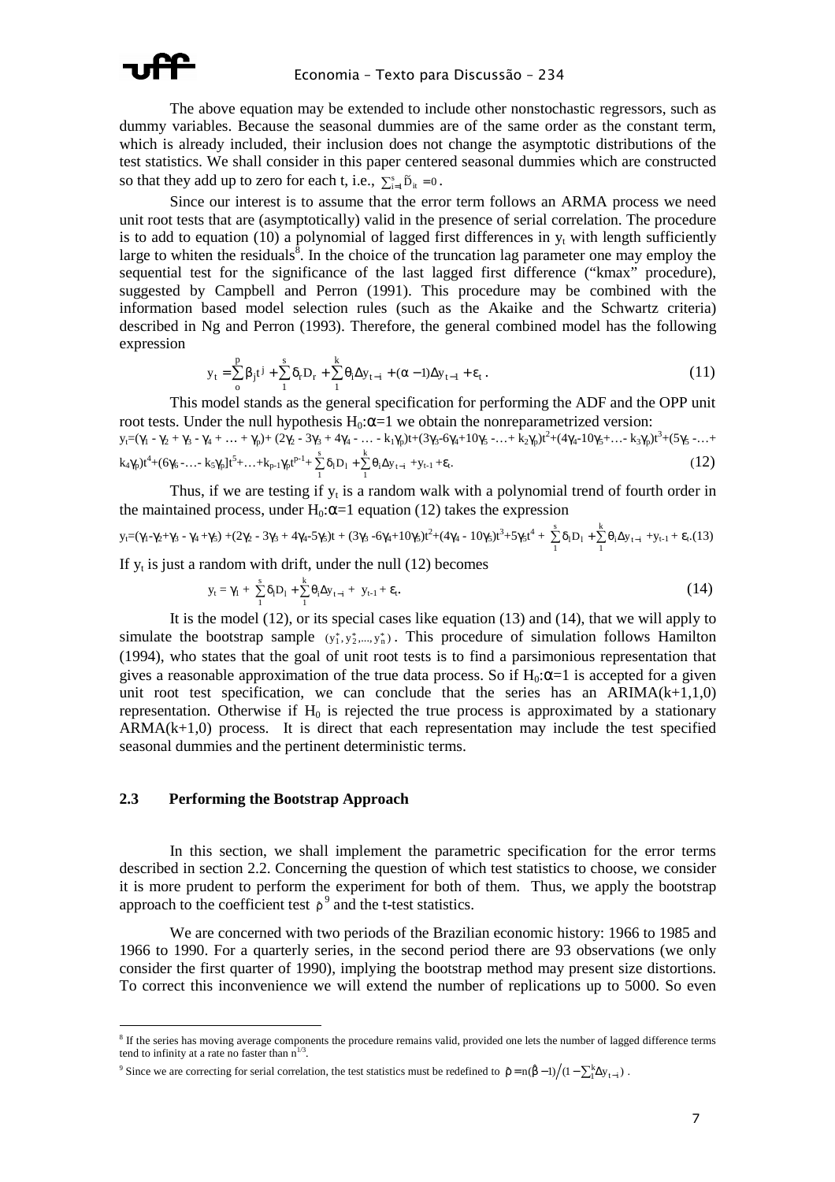The above equation may be extended to include other nonstochastic regressors, such as dummy variables. Because the seasonal dummies are of the same order as the constant term, which is already included, their inclusion does not change the asymptotic distributions of the test statistics. We shall consider in this paper centered seasonal dummies which are constructed so that they add up to zero for each t, i.e., $\sum_{i=1}^{s} \tilde{D}_{it} = 0$.

Since our interest is to assume that the error term follows an ARMA process we need unit root tests that are (asymptotically) valid in the presence of serial correlation. The procedure is to add to equation (10) a polynomial of lagged first differences in $y_t$ with length sufficiently large to whiten the residuals[8]. In the choice of the truncation lag parameter one may employ the sequential test for the significance of the last lagged first difference ("kmax" procedure), suggested by Campbell and Perron (1991). This procedure may be combined with the information based model selection rules (such as the Akaike and the Schwartz criteria) described in Ng and Perron (1993). Therefore, the general combined model has the following expression

$$y_t = \sum_{o}^{p} \beta_j t^j + \sum_{1}^{s} \delta_r D_r + \sum_{1}^{k} \theta_i \Delta y_{t-i} + (\alpha - 1)\Delta y_{t-1} + \varepsilon_t . \tag{11}$$

This model stands as the general specification for performing the ADF and the OPP unit root tests. Under the null hypothesis $H_0$:$\alpha$=1 we obtain the nonreparametrized version:

$$y_t=(\gamma_1 - \gamma_2 + \gamma_3 - \gamma_4 + \ldots + \gamma_p)+ (2\gamma_2 - 3\gamma_3 + 4\gamma_4 - \ldots - k_1\gamma_p)t+(3\gamma_3-6\gamma_4+10\gamma_5 -\ldots+ k_2\gamma_p)t^2+(4\gamma_4-10\gamma_5+\ldots- k_3\gamma_p)t^3+(5\gamma_5 -\ldots+ k_4\gamma_p)t^4+(6\gamma_6 -\ldots- k_5\gamma_p]t^5+\ldots+k_{p-1}\gamma_p t^{p-1}+ \sum_{1}^{s} \delta_l D_l + \sum_{1}^{k} \theta_i \Delta y_{t-i} +y_{t-1} +\varepsilon_t. \tag{12}$$

Thus, if we are testing if $y_t$ is a random walk with a polynomial trend of fourth order in the maintained process, under $H_0$:$\alpha$=1 equation (12) takes the expression

$$y_t=(\gamma_1-\gamma_2+\gamma_3 - \gamma_4 +\gamma_5) +(2\gamma_2 - 3\gamma_3 + 4\gamma_4-5\gamma_5)t + (3\gamma_3 -6\gamma_4+10\gamma_5)t^2+(4\gamma_4 - 10\gamma_5)t^3+5\gamma_5 t^4 + \sum_{1}^{s} \delta_l D_l + \sum_{1}^{k} \theta_i \Delta y_{t-i} + y_{t-1} + \varepsilon_t. \tag{13}$$

If $y_t$ is just a random with drift, under the null (12) becomes

$$y_t = \gamma_1 + \sum_{1}^{s} \delta_l D_l + \sum_{1}^{k} \theta_i \Delta y_{t-i} + y_{t-1} + \varepsilon_t. \tag{14}$$

It is the model (12), or its special cases like equation (13) and (14), that we will apply to simulate the bootstrap sample $(y_1^*, y_2^*,\ldots, y_n^*)$. This procedure of simulation follows Hamilton (1994), who states that the goal of unit root tests is to find a parsimonious representation that gives a reasonable approximation of the true data process. So if $H_0$:$\alpha$=1 is accepted for a given unit root test specification, we can conclude that the series has an ARIMA(k+1,1,0) representation. Otherwise if $H_0$ is rejected the true process is approximated by a stationary ARMA(k+1,0) process. It is direct that each representation may include the test specified seasonal dummies and the pertinent deterministic terms.

### 2.3 Performing the Bootstrap Approach

In this section, we shall implement the parametric specification for the error terms described in section 2.2. Concerning the question of which test statistics to choose, we consider it is more prudent to perform the experiment for both of them. Thus, we apply the bootstrap approach to the coefficient test $\hat{\rho}$[9] and the t-test statistics.

We are concerned with two periods of the Brazilian economic history: 1966 to 1985 and 1966 to 1990. For a quarterly series, in the second period there are 93 observations (we only consider the first quarter of 1990), implying the bootstrap method may present size distortions. To correct this inconvenience we will extend the number of replications up to 5000. So even

---

[8] If the series has moving average components the procedure remains valid, provided one lets the number of lagged difference terms tend to infinity at a rate no faster than $n^{1/3}$.

[9] Since we are correcting for serial correlation, the test statistics must be redefined to $\hat{\rho} = n(\hat{\beta} - 1) / (1 - \sum_{1}^{k} \Delta y_{t-i})$.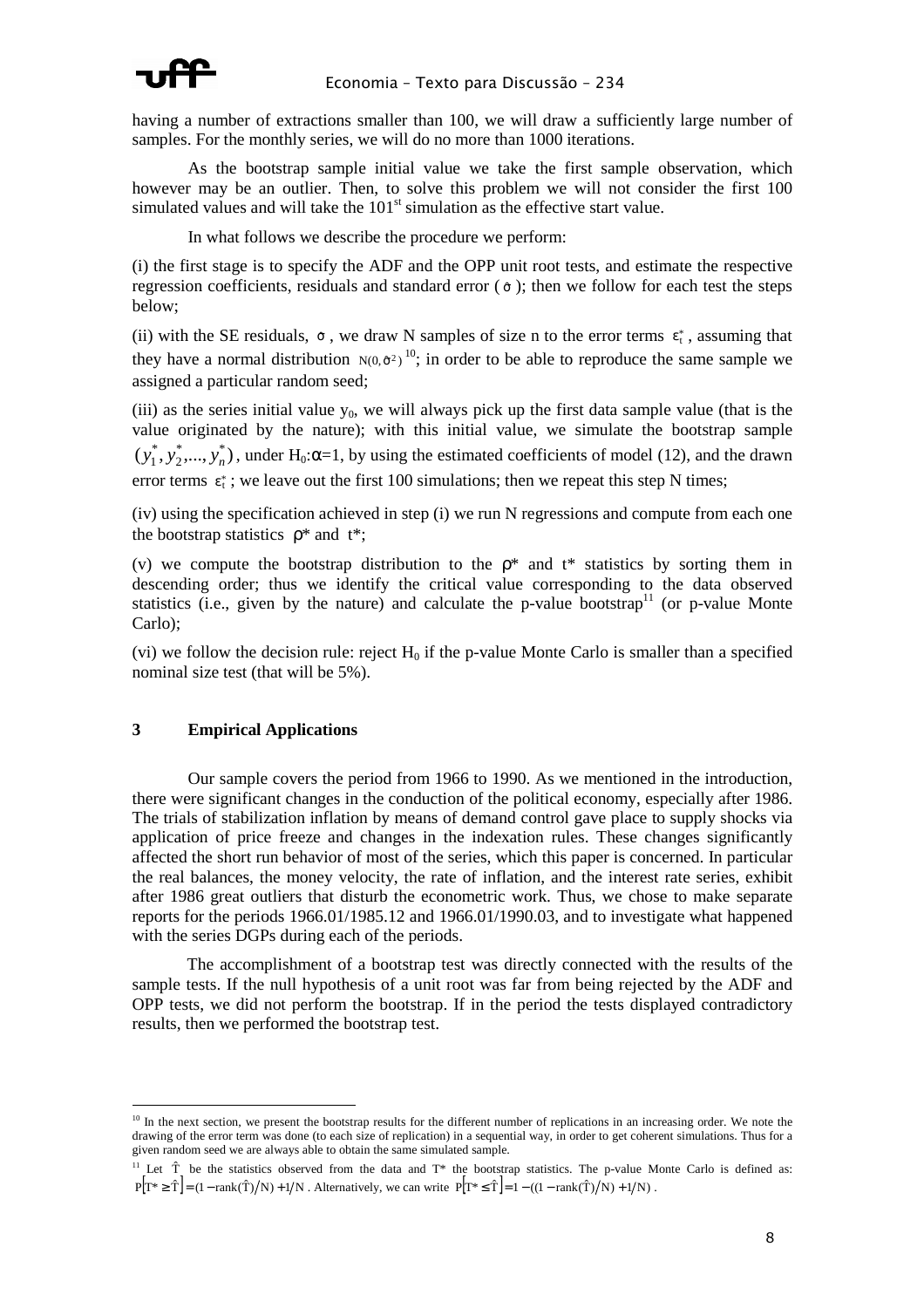having a number of extractions smaller than 100, we will draw a sufficiently large number of samples. For the monthly series, we will do no more than 1000 iterations.

As the bootstrap sample initial value we take the first sample observation, which however may be an outlier. Then, to solve this problem we will not consider the first 100 simulated values and will take the 101[st] simulation as the effective start value.

In what follows we describe the procedure we perform:

(i) the first stage is to specify the ADF and the OPP unit root tests, and estimate the respective regression coefficients, residuals and standard error ($\hat{\sigma}$); then we follow for each test the steps below;

(ii) with the SE residuals, $\sigma$, we draw N samples of size n to the error terms $\varepsilon_t^*$, assuming that they have a normal distribution $N(0,\hat{\sigma}^2)$ [10]; in order to be able to reproduce the same sample we assigned a particular random seed;

(iii) as the series initial value $y_0$, we will always pick up the first data sample value (that is the value originated by the nature); with this initial value, we simulate the bootstrap sample $(y_1^*, y_2^*, ..., y_n^*)$, under $H_0$:$\alpha$=1, by using the estimated coefficients of model (12), and the drawn error terms $\varepsilon_t^*$; we leave out the first 100 simulations; then we repeat this step N times;

(iv) using the specification achieved in step (i) we run N regressions and compute from each one the bootstrap statistics $\rho^*$ and $t^*$;

(v) we compute the bootstrap distribution to the $\rho^*$ and $t^*$ statistics by sorting them in descending order; thus we identify the critical value corresponding to the data observed statistics (i.e., given by the nature) and calculate the p-value bootstrap[11] (or p-value Monte Carlo);

(vi) we follow the decision rule: reject $H_0$ if the p-value Monte Carlo is smaller than a specified nominal size test (that will be 5%).

## 3 Empirical Applications

Our sample covers the period from 1966 to 1990. As we mentioned in the introduction, there were significant changes in the conduction of the political economy, especially after 1986. The trials of stabilization inflation by means of demand control gave place to supply shocks via application of price freeze and changes in the indexation rules. These changes significantly affected the short run behavior of most of the series, which this paper is concerned. In particular the real balances, the money velocity, the rate of inflation, and the interest rate series, exhibit after 1986 great outliers that disturb the econometric work. Thus, we chose to make separate reports for the periods 1966.01/1985.12 and 1966.01/1990.03, and to investigate what happened with the series DGPs during each of the periods.

The accomplishment of a bootstrap test was directly connected with the results of the sample tests. If the null hypothesis of a unit root was far from being rejected by the ADF and OPP tests, we did not perform the bootstrap. If in the period the tests displayed contradictory results, then we performed the bootstrap test.

---

[10] In the next section, we present the bootstrap results for the different number of replications in an increasing order. We note the drawing of the error term was done (to each size of replication) in a sequential way, in order to get coherent simulations. Thus for a given random seed we are always able to obtain the same simulated sample.

[11] Let $\hat{T}$ be the statistics observed from the data and T* the bootstrap statistics. The p-value Monte Carlo is defined as: $P[T^* \geq \hat{T}] = (1 - \text{rank}(\hat{T})/N) + 1/N$. Alternatively, we can write $P[T^* \leq \hat{T}] = 1 - ((1 - \text{rank}(\hat{T})/N) + 1/N)$.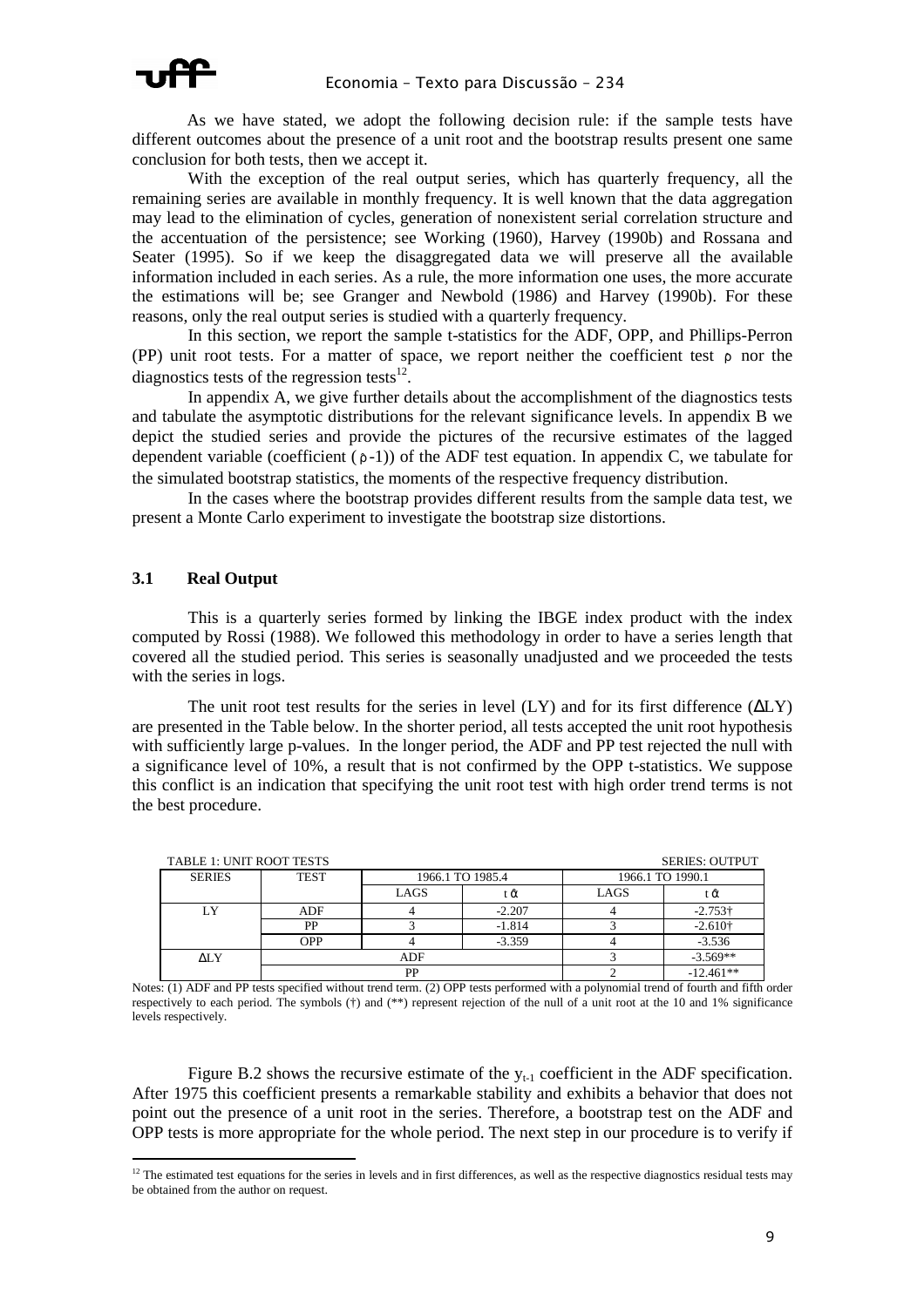As we have stated, we adopt the following decision rule: if the sample tests have different outcomes about the presence of a unit root and the bootstrap results present one same conclusion for both tests, then we accept it.

With the exception of the real output series, which has quarterly frequency, all the remaining series are available in monthly frequency. It is well known that the data aggregation may lead to the elimination of cycles, generation of nonexistent serial correlation structure and the accentuation of the persistence; see Working (1960), Harvey (1990b) and Rossana and Seater (1995). So if we keep the disaggregated data we will preserve all the available information included in each series. As a rule, the more information one uses, the more accurate the estimations will be; see Granger and Newbold (1986) and Harvey (1990b). For these reasons, only the real output series is studied with a quarterly frequency.

In this section, we report the sample t-statistics for the ADF, OPP, and Phillips-Perron (PP) unit root tests. For a matter of space, we report neither the coefficient test $\rho$ nor the diagnostics tests of the regression tests[12].

In appendix A, we give further details about the accomplishment of the diagnostics tests and tabulate the asymptotic distributions for the relevant significance levels. In appendix B we depict the studied series and provide the pictures of the recursive estimates of the lagged dependent variable (coefficient ($\rho$-1)) of the ADF test equation. In appendix C, we tabulate for the simulated bootstrap statistics, the moments of the respective frequency distribution.

In the cases where the bootstrap provides different results from the sample data test, we present a Monte Carlo experiment to investigate the bootstrap size distortions.

### 3.1 Real Output

This is a quarterly series formed by linking the IBGE index product with the index computed by Rossi (1988). We followed this methodology in order to have a series length that covered all the studied period. This series is seasonally unadjusted and we proceeded the tests with the series in logs.

The unit root test results for the series in level (LY) and for its first difference ($\Delta$LY) are presented in the Table below. In the shorter period, all tests accepted the unit root hypothesis with sufficiently large p-values. In the longer period, the ADF and PP test rejected the null with a significance level of 10%, a result that is not confirmed by the OPP t-statistics. We suppose this conflict is an indication that specifying the unit root test with high order trend terms is not the best procedure.

TABLE 1: UNIT ROOT TESTS — SERIES: OUTPUT

| SERIES | TEST | 1966.1 TO 1985.4 | | 1966.1 TO 1990.1 | |
|---|---|---|---|---|---|
| | | LAGS | $t_{\hat{\alpha}}$ | LAGS | $t_{\hat{\alpha}}$ |
| LY | ADF | 4 | -2.207 | 4 | -2.753† |
| | PP | 3 | -1.814 | 3 | -2.610† |
| | OPP | 4 | -3.359 | 4 | -3.536 |
| $\Delta$LY | ADF | | | 3 | -3.569** |
| | PP | | | 2 | -12.461** |

Notes: (1) ADF and PP tests specified without trend term. (2) OPP tests performed with a polynomial trend of fourth and fifth order respectively to each period. The symbols (†) and (**) represent rejection of the null of a unit root at the 10 and 1% significance levels respectively.

Figure B.2 shows the recursive estimate of the $y_{t-1}$ coefficient in the ADF specification. After 1975 this coefficient presents a remarkable stability and exhibits a behavior that does not point out the presence of a unit root in the series. Therefore, a bootstrap test on the ADF and OPP tests is more appropriate for the whole period. The next step in our procedure is to verify if

[12] The estimated test equations for the series in levels and in first differences, as well as the respective diagnostics residual tests may be obtained from the author on request.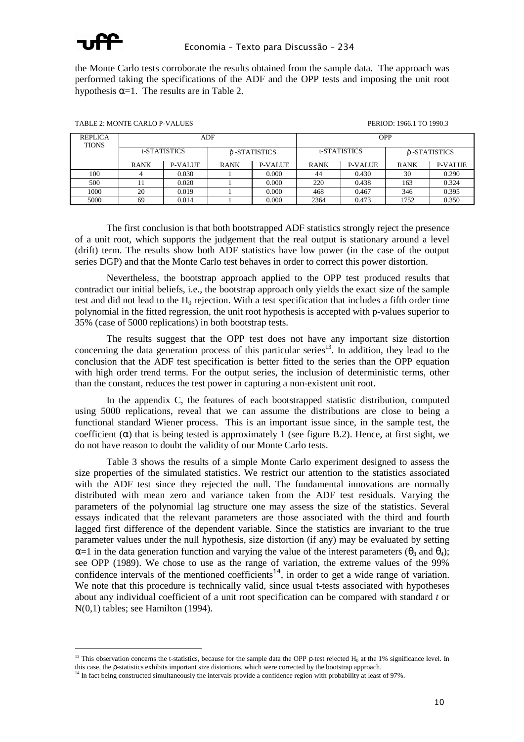the Monte Carlo tests corroborate the results obtained from the sample data. The approach was performed taking the specifications of the ADF and the OPP tests and imposing the unit root hypothesis $\alpha=1$. The results are in Table 2.

TABLE 2: MONTE CARLO P-VALUES — PERIOD: 1966.1 TO 1990.3

| REPLICATIONS | ADF | | | | OPP | | | |
|---|---|---|---|---|---|---|---|---|
| | t-STATISTICS | | $\hat{\rho}$-STATISTICS | | t-STATISTICS | | $\hat{\rho}$-STATISTICS | |
| | RANK | P-VALUE | RANK | P-VALUE | RANK | P-VALUE | RANK | P-VALUE |
| 100 | 4 | 0.030 | 1 | 0.000 | 44 | 0.430 | 30 | 0.290 |
| 500 | 11 | 0.020 | 1 | 0.000 | 220 | 0.438 | 163 | 0.324 |
| 1000 | 20 | 0.019 | 1 | 0.000 | 468 | 0.467 | 346 | 0.395 |
| 5000 | 69 | 0.014 | 1 | 0.000 | 2364 | 0.473 | 1752 | 0.350 |

The first conclusion is that both bootstrapped ADF statistics strongly reject the presence of a unit root, which supports the judgement that the real output is stationary around a level (drift) term. The results show both ADF statistics have low power (in the case of the output series DGP) and that the Monte Carlo test behaves in order to correct this power distortion.

Nevertheless, the bootstrap approach applied to the OPP test produced results that contradict our initial beliefs, i.e., the bootstrap approach only yields the exact size of the sample test and did not lead to the $H_0$ rejection. With a test specification that includes a fifth order time polynomial in the fitted regression, the unit root hypothesis is accepted with p-values superior to 35% (case of 5000 replications) in both bootstrap tests.

The results suggest that the OPP test does not have any important size distortion concerning the data generation process of this particular series[13]. In addition, they lead to the conclusion that the ADF test specification is better fitted to the series than the OPP equation with high order trend terms. For the output series, the inclusion of deterministic terms, other than the constant, reduces the test power in capturing a non-existent unit root.

In the appendix C, the features of each bootstrapped statistic distribution, computed using 5000 replications, reveal that we can assume the distributions are close to being a functional standard Wiener process. This is an important issue since, in the sample test, the coefficient ($\alpha$) that is being tested is approximately 1 (see figure B.2). Hence, at first sight, we do not have reason to doubt the validity of our Monte Carlo tests.

Table 3 shows the results of a simple Monte Carlo experiment designed to assess the size properties of the simulated statistics. We restrict our attention to the statistics associated with the ADF test since they rejected the null. The fundamental innovations are normally distributed with mean zero and variance taken from the ADF test residuals. Varying the parameters of the polynomial lag structure one may assess the size of the statistics. Several essays indicated that the relevant parameters are those associated with the third and fourth lagged first difference of the dependent variable. Since the statistics are invariant to the true parameter values under the null hypothesis, size distortion (if any) may be evaluated by setting $\alpha=1$ in the data generation function and varying the value of the interest parameters ($\theta_3$ and $\theta_4$); see OPP (1989). We chose to use as the range of variation, the extreme values of the 99% confidence intervals of the mentioned coefficients[14], in order to get a wide range of variation. We note that this procedure is technically valid, since usual t-tests associated with hypotheses about any individual coefficient of a unit root specification can be compared with standard *t* or N(0,1) tables; see Hamilton (1994).

[13] This observation concerns the t-statistics, because for the sample data the OPP $\rho$-test rejected $H_0$ at the 1% significance level. In this case, the $\rho$-statistics exhibits important size distortions, which were corrected by the bootstrap approach.

[14] In fact being constructed simultaneously the intervals provide a confidence region with probability at least of 97%.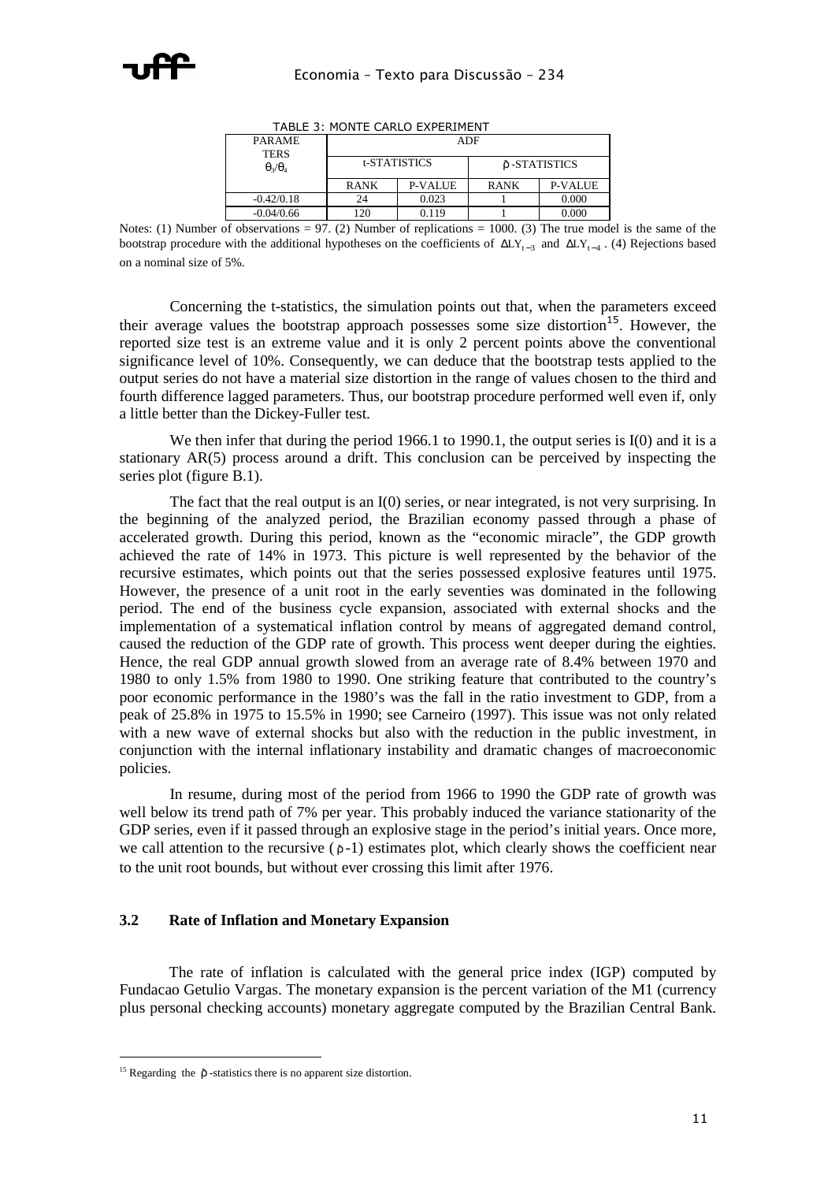TABLE 3: MONTE CARLO EXPERIMENT

| PARAMETERS $\theta_3/\theta_4$ | ADF | | | |
|---|---|---|---|---|
| | t-STATISTICS | | $\hat{\rho}$-STATISTICS | |
| | RANK | P-VALUE | RANK | P-VALUE |
| -0.42/0.18 | 24 | 0.023 | 1 | 0.000 |
| -0.04/0.66 | 120 | 0.119 | 1 | 0.000 |

Notes: (1) Number of observations = 97. (2) Number of replications = 1000. (3) The true model is the same of the bootstrap procedure with the additional hypotheses on the coefficients of $\Delta LY_{t-3}$ and $\Delta LY_{t-4}$. (4) Rejections based on a nominal size of 5%.

Concerning the t-statistics, the simulation points out that, when the parameters exceed their average values the bootstrap approach possesses some size distortion[15]. However, the reported size test is an extreme value and it is only 2 percent points above the conventional significance level of 10%. Consequently, we can deduce that the bootstrap tests applied to the output series do not have a material size distortion in the range of values chosen to the third and fourth difference lagged parameters. Thus, our bootstrap procedure performed well even if, only a little better than the Dickey-Fuller test.

We then infer that during the period 1966.1 to 1990.1, the output series is I(0) and it is a stationary AR(5) process around a drift. This conclusion can be perceived by inspecting the series plot (figure B.1).

The fact that the real output is an I(0) series, or near integrated, is not very surprising. In the beginning of the analyzed period, the Brazilian economy passed through a phase of accelerated growth. During this period, known as the "economic miracle", the GDP growth achieved the rate of 14% in 1973. This picture is well represented by the behavior of the recursive estimates, which points out that the series possessed explosive features until 1975. However, the presence of a unit root in the early seventies was dominated in the following period. The end of the business cycle expansion, associated with external shocks and the implementation of a systematical inflation control by means of aggregated demand control, caused the reduction of the GDP rate of growth. This process went deeper during the eighties. Hence, the real GDP annual growth slowed from an average rate of 8.4% between 1970 and 1980 to only 1.5% from 1980 to 1990. One striking feature that contributed to the country's poor economic performance in the 1980's was the fall in the ratio investment to GDP, from a peak of 25.8% in 1975 to 15.5% in 1990; see Carneiro (1997). This issue was not only related with a new wave of external shocks but also with the reduction in the public investment, in conjunction with the internal inflationary instability and dramatic changes of macroeconomic policies.

In resume, during most of the period from 1966 to 1990 the GDP rate of growth was well below its trend path of 7% per year. This probably induced the variance stationarity of the GDP series, even if it passed through an explosive stage in the period's initial years. Once more, we call attention to the recursive ($\hat{\rho}$-1) estimates plot, which clearly shows the coefficient near to the unit root bounds, but without ever crossing this limit after 1976.

### 3.2 Rate of Inflation and Monetary Expansion

The rate of inflation is calculated with the general price index (IGP) computed by Fundacao Getulio Vargas. The monetary expansion is the percent variation of the M1 (currency plus personal checking accounts) monetary aggregate computed by the Brazilian Central Bank.

[15] Regarding the $\hat{\rho}$-statistics there is no apparent size distortion.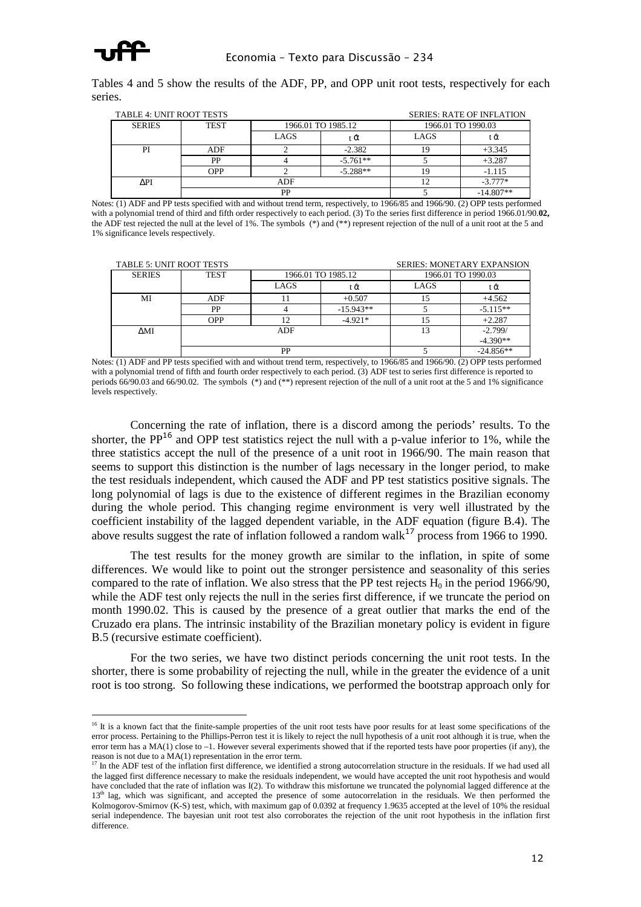Tables 4 and 5 show the results of the ADF, PP, and OPP unit root tests, respectively for each series.

TABLE 4: UNIT ROOT TESTS — SERIES: RATE OF INFLATION

| SERIES | TEST | 1966.01 TO 1985.12 | | 1966.01 TO 1990.03 | |
|---|---|---|---|---|---|
| | | LAGS | $t_{\hat{\alpha}}$ | LAGS | $t_{\hat{\alpha}}$ |
| PI | ADF | 2 | -2.382 | 19 | +3.345 |
| | PP | 4 | -5.761** | 5 | +3.287 |
| | OPP | 2 | -5.288** | 19 | -1.115 |
| ΔPI | ADF | | | 12 | -3.777* |
| | PP | | | 5 | -14.807** |

Notes: (1) ADF and PP tests specified with and without trend term, respectively, to 1966/85 and 1966/90. (2) OPP tests performed with a polynomial trend of third and fifth order respectively to each period. (3) To the series first difference in period 1966.01/90.**02,** the ADF test rejected the null at the level of 1%. The symbols (*) and (**) represent rejection of the null of a unit root at the 5 and 1% significance levels respectively.

TABLE 5: UNIT ROOT TESTS — SERIES: MONETARY EXPANSION

| SERIES | TEST | 1966.01 TO 1985.12 | | 1966.01 TO 1990.03 | |
|---|---|---|---|---|---|
| | | LAGS | $t_{\hat{\alpha}}$ | LAGS | $t_{\hat{\alpha}}$ |
| MI | ADF | 11 | +0.507 | 15 | +4.562 |
| | PP | 4 | -15.943** | 5 | -5.115** |
| | OPP | 12 | -4.921* | 15 | +2.287 |
| ΔMI | ADF | | | 13 | -2.799/ -4.390** |
| | PP | | | 5 | -24.856** |

Notes: (1) ADF and PP tests specified with and without trend term, respectively, to 1966/85 and 1966/90. (2) OPP tests performed with a polynomial trend of fifth and fourth order respectively to each period. (3) ADF test to series first difference is reported to periods 66/90.03 and 66/90.02. The symbols (*) and (**) represent rejection of the null of a unit root at the 5 and 1% significance levels respectively.

Concerning the rate of inflation, there is a discord among the periods' results. To the shorter, the PP[16] and OPP test statistics reject the null with a p-value inferior to 1%, while the three statistics accept the null of the presence of a unit root in 1966/90. The main reason that seems to support this distinction is the number of lags necessary in the longer period, to make the test residuals independent, which caused the ADF and PP test statistics positive signals. The long polynomial of lags is due to the existence of different regimes in the Brazilian economy during the whole period. This changing regime environment is very well illustrated by the coefficient instability of the lagged dependent variable, in the ADF equation (figure B.4). The above results suggest the rate of inflation followed a random walk[17] process from 1966 to 1990.

The test results for the money growth are similar to the inflation, in spite of some differences. We would like to point out the stronger persistence and seasonality of this series compared to the rate of inflation. We also stress that the PP test rejects $H_0$ in the period 1966/90, while the ADF test only rejects the null in the series first difference, if we truncate the period on month 1990.02. This is caused by the presence of a great outlier that marks the end of the Cruzado era plans. The intrinsic instability of the Brazilian monetary policy is evident in figure B.5 (recursive estimate coefficient).

For the two series, we have two distinct periods concerning the unit root tests. In the shorter, there is some probability of rejecting the null, while in the greater the evidence of a unit root is too strong. So following these indications, we performed the bootstrap approach only for

[16] It is a known fact that the finite-sample properties of the unit root tests have poor results for at least some specifications of the error process. Pertaining to the Phillips-Perron test it is likely to reject the null hypothesis of a unit root although it is true, when the error term has a MA(1) close to –1. However several experiments showed that if the reported tests have poor properties (if any), the reason is not due to a MA(1) representation in the error term.

[17] In the ADF test of the inflation first difference, we identified a strong autocorrelation structure in the residuals. If we had used all the lagged first difference necessary to make the residuals independent, we would have accepted the unit root hypothesis and would have concluded that the rate of inflation was I(2). To withdraw this misfortune we truncated the polynomial lagged difference at the 13[th] lag, which was significant, and accepted the presence of some autocorrelation in the residuals. We then performed the Kolmogorov-Smirnov (K-S) test, which, with maximum gap of 0.0392 at frequency 1.9635 accepted at the level of 10% the residual serial independence. The bayesian unit root test also corroborates the rejection of the unit root hypothesis in the inflation first difference.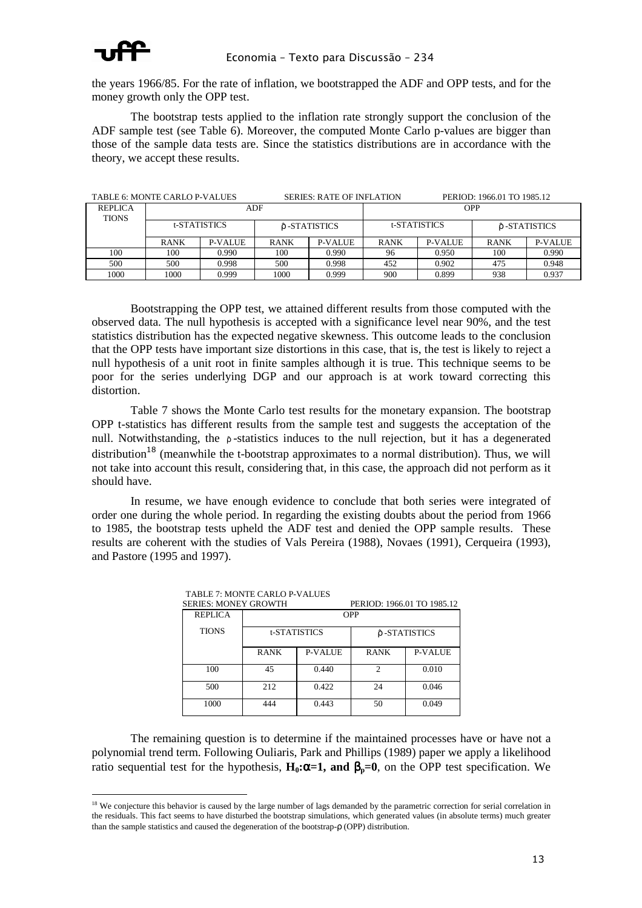the years 1966/85. For the rate of inflation, we bootstrapped the ADF and OPP tests, and for the money growth only the OPP test.

The bootstrap tests applied to the inflation rate strongly support the conclusion of the ADF sample test (see Table 6). Moreover, the computed Monte Carlo p-values are bigger than those of the sample data tests are. Since the statistics distributions are in accordance with the theory, we accept these results.

TABLE 6: MONTE CARLO P-VALUES SERIES: RATE OF INFLATION PERIOD: 1966.01 TO 1985.12

| REPLICA TIONS | ADF | | | | OPP | | | |
|---|---|---|---|---|---|---|---|---|
| | t-STATISTICS | | $\hat{\rho}$-STATISTICS | | t-STATISTICS | | $\hat{\rho}$-STATISTICS | |
| | RANK | P-VALUE | RANK | P-VALUE | RANK | P-VALUE | RANK | P-VALUE |
| 100 | 100 | 0.990 | 100 | 0.990 | 96 | 0.950 | 100 | 0.990 |
| 500 | 500 | 0.998 | 500 | 0.998 | 452 | 0.902 | 475 | 0.948 |
| 1000 | 1000 | 0.999 | 1000 | 0.999 | 900 | 0.899 | 938 | 0.937 |

Bootstrapping the OPP test, we attained different results from those computed with the observed data. The null hypothesis is accepted with a significance level near 90%, and the test statistics distribution has the expected negative skewness. This outcome leads to the conclusion that the OPP tests have important size distortions in this case, that is, the test is likely to reject a null hypothesis of a unit root in finite samples although it is true. This technique seems to be poor for the series underlying DGP and our approach is at work toward correcting this distortion.

Table 7 shows the Monte Carlo test results for the monetary expansion. The bootstrap OPP t-statistics has different results from the sample test and suggests the acceptation of the null. Notwithstanding, the $\hat{\rho}$-statistics induces to the null rejection, but it has a degenerated distribution[18] (meanwhile the t-bootstrap approximates to a normal distribution). Thus, we will not take into account this result, considering that, in this case, the approach did not perform as it should have.

In resume, we have enough evidence to conclude that both series were integrated of order one during the whole period. In regarding the existing doubts about the period from 1966 to 1985, the bootstrap tests upheld the ADF test and denied the OPP sample results. These results are coherent with the studies of Vals Pereira (1988), Novaes (1991), Cerqueira (1993), and Pastore (1995 and 1997).

TABLE 7: MONTE CARLO P-VALUES
SERIES: MONEY GROWTH PERIOD: 1966.01 TO 1985.12

| REPLICA TIONS | OPP | | | |
|---|---|---|---|---|
| | t-STATISTICS | | $\hat{\rho}$-STATISTICS | |
| | RANK | P-VALUE | RANK | P-VALUE |
| 100 | 45 | 0.440 | 2 | 0.010 |
| 500 | 212 | 0.422 | 24 | 0.046 |
| 1000 | 444 | 0.443 | 50 | 0.049 |

The remaining question is to determine if the maintained processes have or have not a polynomial trend term. Following Ouliaris, Park and Phillips (1989) paper we apply a likelihood ratio sequential test for the hypothesis, $\mathbf{H_0:\alpha=1, \text{ and } \beta_p=0}$, on the OPP test specification. We

[18] We conjecture this behavior is caused by the large number of lags demanded by the parametric correction for serial correlation in the residuals. This fact seems to have disturbed the bootstrap simulations, which generated values (in absolute terms) much greater than the sample statistics and caused the degeneration of the bootstrap-$\rho$ (OPP) distribution.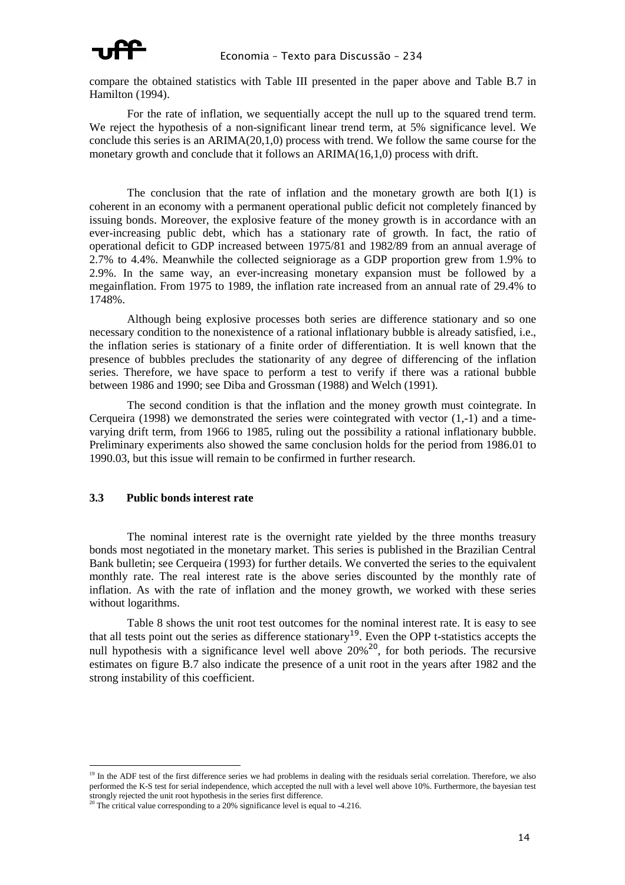compare the obtained statistics with Table III presented in the paper above and Table B.7 in Hamilton (1994).

For the rate of inflation, we sequentially accept the null up to the squared trend term. We reject the hypothesis of a non-significant linear trend term, at 5% significance level. We conclude this series is an ARIMA(20,1,0) process with trend. We follow the same course for the monetary growth and conclude that it follows an ARIMA(16,1,0) process with drift.

The conclusion that the rate of inflation and the monetary growth are both I(1) is coherent in an economy with a permanent operational public deficit not completely financed by issuing bonds. Moreover, the explosive feature of the money growth is in accordance with an ever-increasing public debt, which has a stationary rate of growth. In fact, the ratio of operational deficit to GDP increased between 1975/81 and 1982/89 from an annual average of 2.7% to 4.4%. Meanwhile the collected seigniorage as a GDP proportion grew from 1.9% to 2.9%. In the same way, an ever-increasing monetary expansion must be followed by a megainflation. From 1975 to 1989, the inflation rate increased from an annual rate of 29.4% to 1748%.

Although being explosive processes both series are difference stationary and so one necessary condition to the nonexistence of a rational inflationary bubble is already satisfied, i.e., the inflation series is stationary of a finite order of differentiation. It is well known that the presence of bubbles precludes the stationarity of any degree of differencing of the inflation series. Therefore, we have space to perform a test to verify if there was a rational bubble between 1986 and 1990; see Diba and Grossman (1988) and Welch (1991).

The second condition is that the inflation and the money growth must cointegrate. In Cerqueira (1998) we demonstrated the series were cointegrated with vector (1,-1) and a time-varying drift term, from 1966 to 1985, ruling out the possibility a rational inflationary bubble. Preliminary experiments also showed the same conclusion holds for the period from 1986.01 to 1990.03, but this issue will remain to be confirmed in further research.

### 3.3 Public bonds interest rate

The nominal interest rate is the overnight rate yielded by the three months treasury bonds most negotiated in the monetary market. This series is published in the Brazilian Central Bank bulletin; see Cerqueira (1993) for further details. We converted the series to the equivalent monthly rate. The real interest rate is the above series discounted by the monthly rate of inflation. As with the rate of inflation and the money growth, we worked with these series without logarithms.

Table 8 shows the unit root test outcomes for the nominal interest rate. It is easy to see that all tests point out the series as difference stationary[19]. Even the OPP t-statistics accepts the null hypothesis with a significance level well above 20%[20], for both periods. The recursive estimates on figure B.7 also indicate the presence of a unit root in the years after 1982 and the strong instability of this coefficient.

---

[19] In the ADF test of the first difference series we had problems in dealing with the residuals serial correlation. Therefore, we also performed the K-S test for serial independence, which accepted the null with a level well above 10%. Furthermore, the bayesian test strongly rejected the unit root hypothesis in the series first difference.

[20] The critical value corresponding to a 20% significance level is equal to -4.216.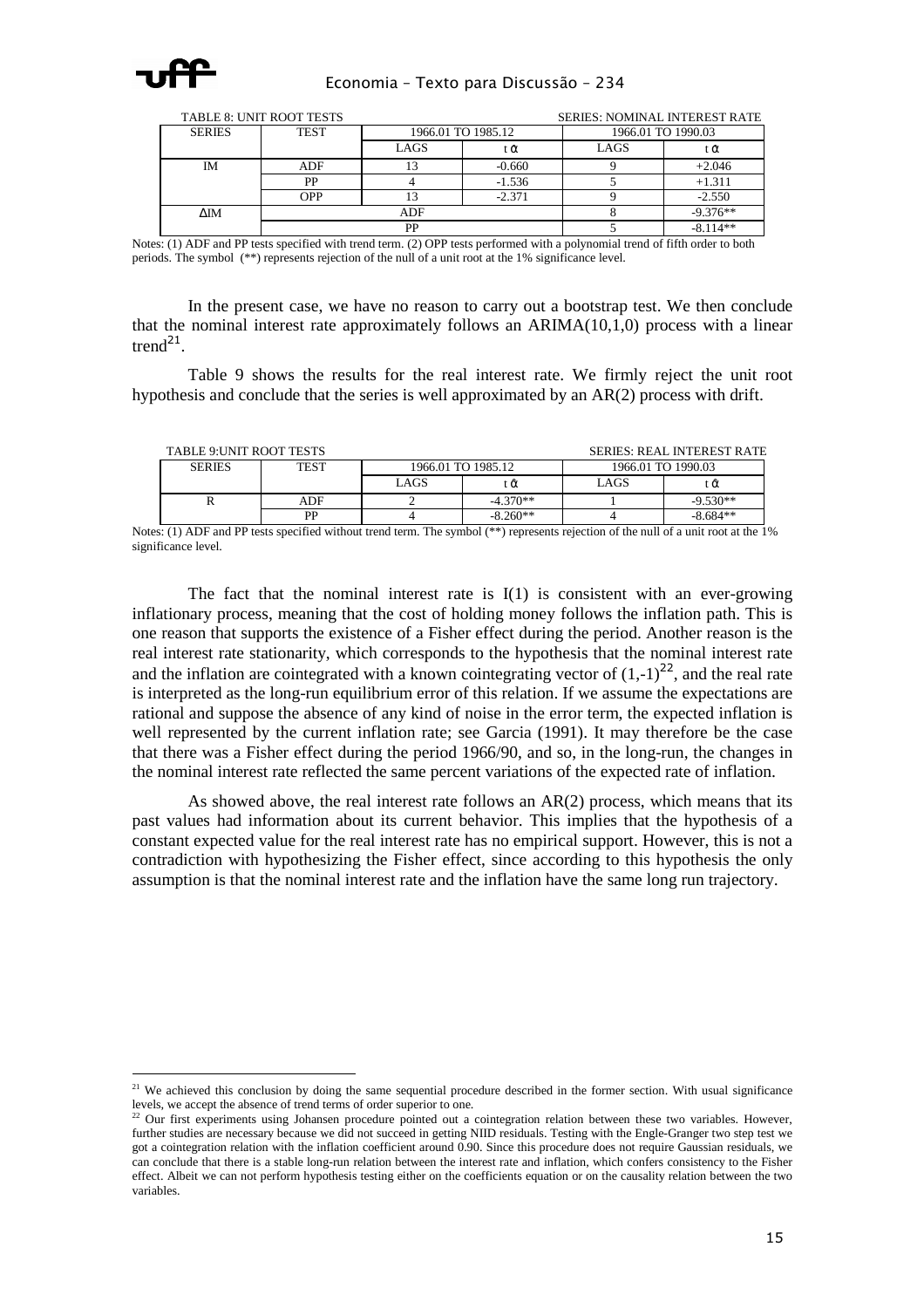TABLE 8: UNIT ROOT TESTS — SERIES: NOMINAL INTEREST RATE

| SERIES | TEST | 1966.01 TO 1985.12 | | 1966.01 TO 1990.03 | |
|---|---|---|---|---|---|
| | | LAGS | t $\hat{\alpha}$ | LAGS | t $\hat{\alpha}$ |
| IM | ADF | 13 | -0.660 | 9 | +2.046 |
| | PP | 4 | -1.536 | 5 | +1.311 |
| | OPP | 13 | -2.371 | 9 | -2.550 |
| ΔIM | ADF | | | 8 | -9.376** |
| | PP | | | 5 | -8.114** |

Notes: (1) ADF and PP tests specified with trend term. (2) OPP tests performed with a polynomial trend of fifth order to both periods. The symbol (**) represents rejection of the null of a unit root at the 1% significance level.

In the present case, we have no reason to carry out a bootstrap test. We then conclude that the nominal interest rate approximately follows an ARIMA(10,1,0) process with a linear trend[21].

Table 9 shows the results for the real interest rate. We firmly reject the unit root hypothesis and conclude that the series is well approximated by an AR(2) process with drift.

TABLE 9:UNIT ROOT TESTS — SERIES: REAL INTEREST RATE

| SERIES | TEST | 1966.01 TO 1985.12 | | 1966.01 TO 1990.03 | |
|---|---|---|---|---|---|
| | | LAGS | t $\hat{\alpha}$ | LAGS | t $\hat{\alpha}$ |
| R | ADF | 2 | -4.370** | 1 | -9.530** |
| | PP | 4 | -8.260** | 4 | -8.684** |

Notes: (1) ADF and PP tests specified without trend term. The symbol (**) represents rejection of the null of a unit root at the 1% significance level.

The fact that the nominal interest rate is I(1) is consistent with an ever-growing inflationary process, meaning that the cost of holding money follows the inflation path. This is one reason that supports the existence of a Fisher effect during the period. Another reason is the real interest rate stationarity, which corresponds to the hypothesis that the nominal interest rate and the inflation are cointegrated with a known cointegrating vector of $(1,-1)$[22], and the real rate is interpreted as the long-run equilibrium error of this relation. If we assume the expectations are rational and suppose the absence of any kind of noise in the error term, the expected inflation is well represented by the current inflation rate; see Garcia (1991). It may therefore be the case that there was a Fisher effect during the period 1966/90, and so, in the long-run, the changes in the nominal interest rate reflected the same percent variations of the expected rate of inflation.

As showed above, the real interest rate follows an AR(2) process, which means that its past values had information about its current behavior. This implies that the hypothesis of a constant expected value for the real interest rate has no empirical support. However, this is not a contradiction with hypothesizing the Fisher effect, since according to this hypothesis the only assumption is that the nominal interest rate and the inflation have the same long run trajectory.

---

[21] We achieved this conclusion by doing the same sequential procedure described in the former section. With usual significance levels, we accept the absence of trend terms of order superior to one.

[22] Our first experiments using Johansen procedure pointed out a cointegration relation between these two variables. However, further studies are necessary because we did not succeed in getting NIID residuals. Testing with the Engle-Granger two step test we got a cointegration relation with the inflation coefficient around 0.90. Since this procedure does not require Gaussian residuals, we can conclude that there is a stable long-run relation between the interest rate and inflation, which confers consistency to the Fisher effect. Albeit we can not perform hypothesis testing either on the coefficients equation or on the causality relation between the two variables.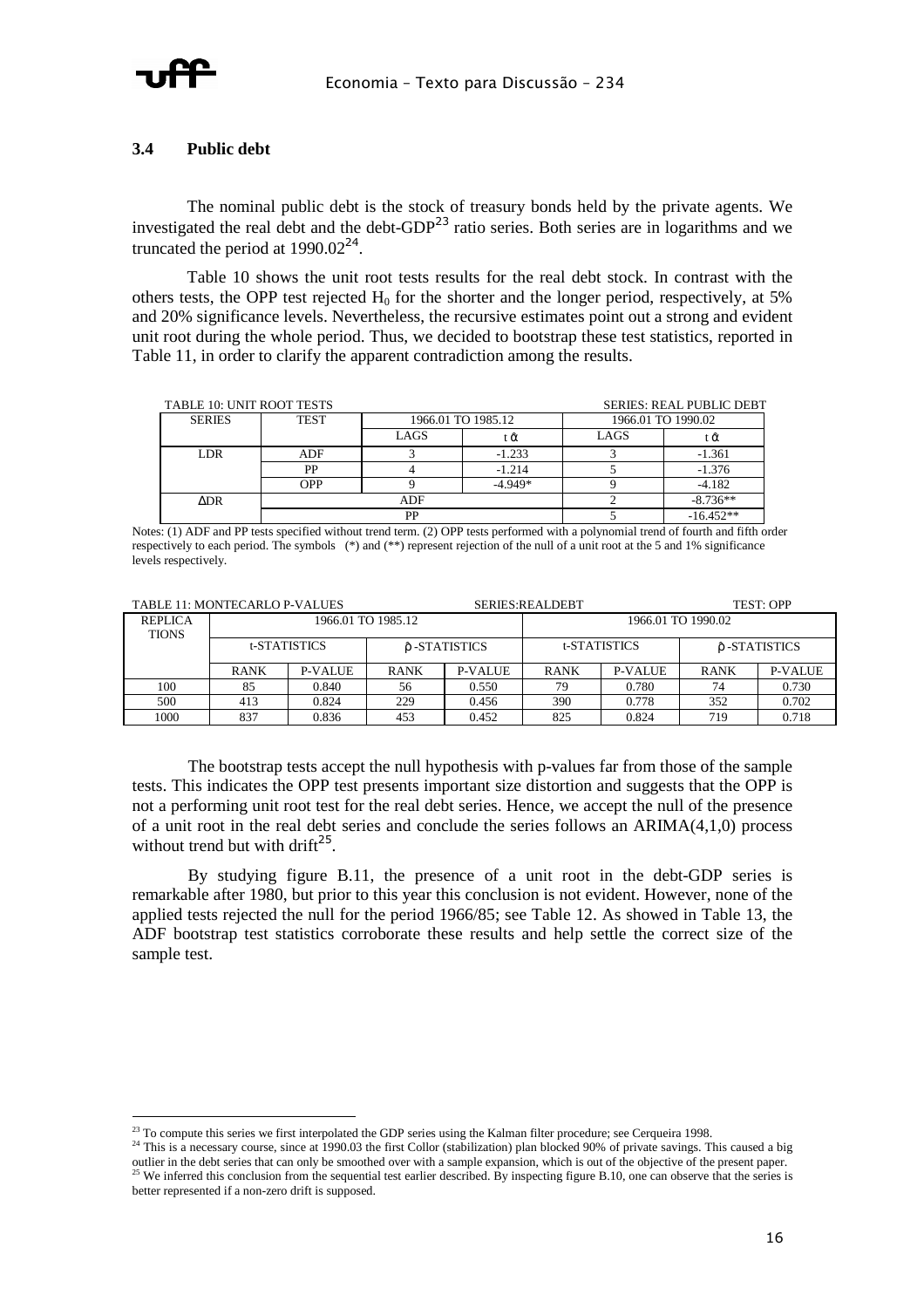### 3.4 Public debt

The nominal public debt is the stock of treasury bonds held by the private agents. We investigated the real debt and the debt-GDP[23] ratio series. Both series are in logarithms and we truncated the period at 1990.02[24].

Table 10 shows the unit root tests results for the real debt stock. In contrast with the others tests, the OPP test rejected $H_0$ for the shorter and the longer period, respectively, at 5% and 20% significance levels. Nevertheless, the recursive estimates point out a strong and evident unit root during the whole period. Thus, we decided to bootstrap these test statistics, reported in Table 11, in order to clarify the apparent contradiction among the results.

TABLE 10: UNIT ROOT TESTS — SERIES: REAL PUBLIC DEBT

| SERIES | TEST | 1966.01 TO 1985.12 | | 1966.01 TO 1990.02 | |
|---|---|---|---|---|---|
| | | LAGS | $t_{\hat{\alpha}}$ | LAGS | $t_{\hat{\alpha}}$ |
| LDR | ADF | 3 | -1.233 | 3 | -1.361 |
| | PP | 4 | -1.214 | 5 | -1.376 |
| | OPP | 9 | -4.949* | 9 | -4.182 |
| ΔDR | ADF | | | 2 | -8.736** |
| | PP | | | 5 | -16.452** |

Notes: (1) ADF and PP tests specified without trend term. (2) OPP tests performed with a polynomial trend of fourth and fifth order respectively to each period. The symbols (*) and (**) represent rejection of the null of a unit root at the 5 and 1% significance levels respectively.

TABLE 11: MONTECARLO P-VALUES — SERIES: REALDEBT — TEST: OPP

| REPLICATIONS | 1966.01 TO 1985.12 | | | | 1966.01 TO 1990.02 | | | |
|---|---|---|---|---|---|---|---|---|
| | t-STATISTICS | | $\hat{\rho}$-STATISTICS | | t-STATISTICS | | $\hat{\rho}$-STATISTICS | |
| | RANK | P-VALUE | RANK | P-VALUE | RANK | P-VALUE | RANK | P-VALUE |
| 100 | 85 | 0.840 | 56 | 0.550 | 79 | 0.780 | 74 | 0.730 |
| 500 | 413 | 0.824 | 229 | 0.456 | 390 | 0.778 | 352 | 0.702 |
| 1000 | 837 | 0.836 | 453 | 0.452 | 825 | 0.824 | 719 | 0.718 |

The bootstrap tests accept the null hypothesis with p-values far from those of the sample tests. This indicates the OPP test presents important size distortion and suggests that the OPP is not a performing unit root test for the real debt series. Hence, we accept the null of the presence of a unit root in the real debt series and conclude the series follows an ARIMA(4,1,0) process without trend but with drift[25].

By studying figure B.11, the presence of a unit root in the debt-GDP series is remarkable after 1980, but prior to this year this conclusion is not evident. However, none of the applied tests rejected the null for the period 1966/85; see Table 12. As showed in Table 13, the ADF bootstrap test statistics corroborate these results and help settle the correct size of the sample test.

[23] To compute this series we first interpolated the GDP series using the Kalman filter procedure; see Cerqueira 1998.

[24] This is a necessary course, since at 1990.03 the first Collor (stabilization) plan blocked 90% of private savings. This caused a big outlier in the debt series that can only be smoothed over with a sample expansion, which is out of the objective of the present paper.

[25] We inferred this conclusion from the sequential test earlier described. By inspecting figure B.10, one can observe that the series is better represented if a non-zero drift is supposed.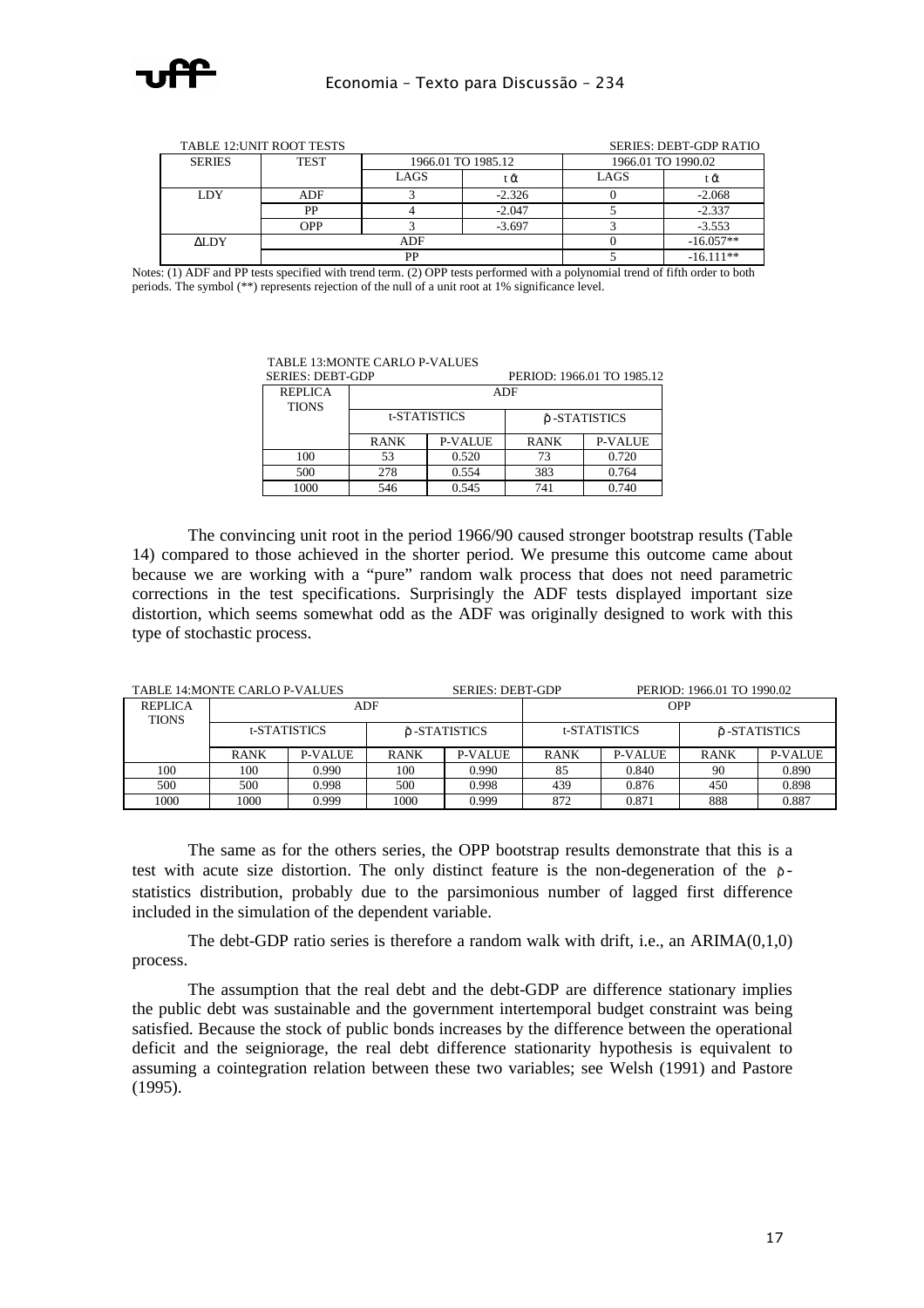TABLE 12:UNIT ROOT TESTS — SERIES: DEBT-GDP RATIO

| SERIES | TEST | 1966.01 TO 1985.12 | | 1966.01 TO 1990.02 | |
|---|---|---|---|---|---|
| | | LAGS | $t_{\hat{\alpha}}$ | LAGS | $t_{\hat{\alpha}}$ |
| LDY | ADF | 3 | -2.326 | 0 | -2.068 |
| | PP | 4 | -2.047 | 5 | -2.337 |
| | OPP | 3 | -3.697 | 3 | -3.553 |
| ΔLDY | ADF | | | 0 | -16.057** |
| | PP | | | 5 | -16.111** |

Notes: (1) ADF and PP tests specified with trend term. (2) OPP tests performed with a polynomial trend of fifth order to both periods. The symbol (**) represents rejection of the null of a unit root at 1% significance level.

TABLE 13:MONTE CARLO P-VALUES
SERIES: DEBT-GDP — PERIOD: 1966.01 TO 1985.12

| REPLICATIONS | ADF | | | |
|---|---|---|---|---|
| | t-STATISTICS | | $\hat{\rho}$-STATISTICS | |
| | RANK | P-VALUE | RANK | P-VALUE |
| 100 | 53 | 0.520 | 73 | 0.720 |
| 500 | 278 | 0.554 | 383 | 0.764 |
| 1000 | 546 | 0.545 | 741 | 0.740 |

The convincing unit root in the period 1966/90 caused stronger bootstrap results (Table 14) compared to those achieved in the shorter period. We presume this outcome came about because we are working with a "pure" random walk process that does not need parametric corrections in the test specifications. Surprisingly the ADF tests displayed important size distortion, which seems somewhat odd as the ADF was originally designed to work with this type of stochastic process.

TABLE 14:MONTE CARLO P-VALUES — SERIES: DEBT-GDP — PERIOD: 1966.01 TO 1990.02

| REPLICATIONS | ADF | | | | OPP | | | |
|---|---|---|---|---|---|---|---|---|
| | t-STATISTICS | | $\hat{\rho}$-STATISTICS | | t-STATISTICS | | $\hat{\rho}$-STATISTICS | |
| | RANK | P-VALUE | RANK | P-VALUE | RANK | P-VALUE | RANK | P-VALUE |
| 100 | 100 | 0.990 | 100 | 0.990 | 85 | 0.840 | 90 | 0.890 |
| 500 | 500 | 0.998 | 500 | 0.998 | 439 | 0.876 | 450 | 0.898 |
| 1000 | 1000 | 0.999 | 1000 | 0.999 | 872 | 0.871 | 888 | 0.887 |

The same as for the others series, the OPP bootstrap results demonstrate that this is a test with acute size distortion. The only distinct feature is the non-degeneration of the $\hat{\rho}$-statistics distribution, probably due to the parsimonious number of lagged first difference included in the simulation of the dependent variable.

The debt-GDP ratio series is therefore a random walk with drift, i.e., an ARIMA(0,1,0) process.

The assumption that the real debt and the debt-GDP are difference stationary implies the public debt was sustainable and the government intertemporal budget constraint was being satisfied. Because the stock of public bonds increases by the difference between the operational deficit and the seigniorage, the real debt difference stationarity hypothesis is equivalent to assuming a cointegration relation between these two variables; see Welsh (1991) and Pastore (1995).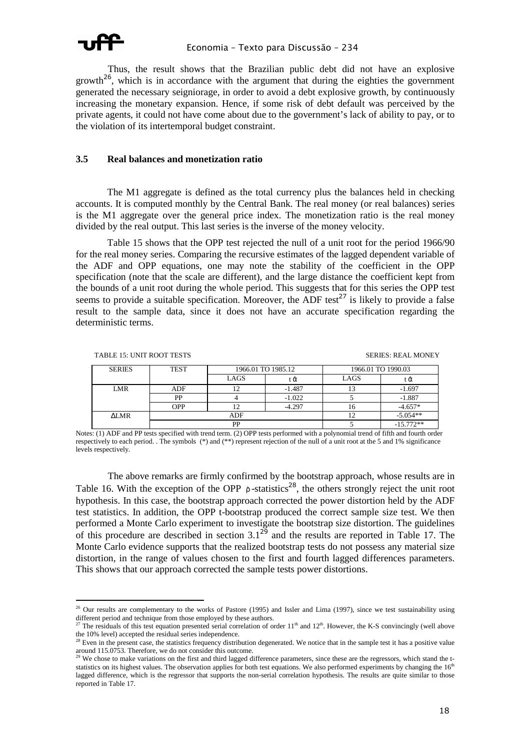Thus, the result shows that the Brazilian public debt did not have an explosive growth[26], which is in accordance with the argument that during the eighties the government generated the necessary seigniorage, in order to avoid a debt explosive growth, by continuously increasing the monetary expansion. Hence, if some risk of debt default was perceived by the private agents, it could not have come about due to the government's lack of ability to pay, or to the violation of its intertemporal budget constraint.

### 3.5 Real balances and monetization ratio

The M1 aggregate is defined as the total currency plus the balances held in checking accounts. It is computed monthly by the Central Bank. The real money (or real balances) series is the M1 aggregate over the general price index. The monetization ratio is the real money divided by the real output. This last series is the inverse of the money velocity.

Table 15 shows that the OPP test rejected the null of a unit root for the period 1966/90 for the real money series. Comparing the recursive estimates of the lagged dependent variable of the ADF and OPP equations, one may note the stability of the coefficient in the OPP specification (note that the scale are different), and the large distance the coefficient kept from the bounds of a unit root during the whole period. This suggests that for this series the OPP test seems to provide a suitable specification. Moreover, the ADF test[27] is likely to provide a false result to the sample data, since it does not have an accurate specification regarding the deterministic terms.

TABLE 15: UNIT ROOT TESTS — SERIES: REAL MONEY

| SERIES | TEST | 1966.01 TO 1985.12 | | 1966.01 TO 1990.03 | |
|---|---|---|---|---|---|
| | | LAGS | $t\hat{\alpha}$ | LAGS | $t\hat{\alpha}$ |
| LMR | ADF | 12 | -1.487 | 13 | -1.697 |
| | PP | 4 | -1.022 | 5 | -1.887 |
| | OPP | 12 | -4.297 | 16 | -4.657* |
| ΔLMR | ADF | | | 12 | -5.054** |
| | PP | | | 5 | -15.772** |

Notes: (1) ADF and PP tests specified with trend term. (2) OPP tests performed with a polynomial trend of fifth and fourth order respectively to each period. . The symbols (*) and (**) represent rejection of the null of a unit root at the 5 and 1% significance levels respectively.

The above remarks are firmly confirmed by the bootstrap approach, whose results are in Table 16. With the exception of the OPP $\hat{\rho}$-statistics[28], the others strongly reject the unit root hypothesis. In this case, the bootstrap approach corrected the power distortion held by the ADF test statistics. In addition, the OPP t-bootstrap produced the correct sample size test. We then performed a Monte Carlo experiment to investigate the bootstrap size distortion. The guidelines of this procedure are described in section 3.1[29] and the results are reported in Table 17. The Monte Carlo evidence supports that the realized bootstrap tests do not possess any material size distortion, in the range of values chosen to the first and fourth lagged differences parameters. This shows that our approach corrected the sample tests power distortions.

---

[26] Our results are complementary to the works of Pastore (1995) and Issler and Lima (1997), since we test sustainability using different period and technique from those employed by these authors.

[27] The residuals of this test equation presented serial correlation of order 11th and 12th. However, the K-S convincingly (well above the 10% level) accepted the residual series independence.

[28] Even in the present case, the statistics frequency distribution degenerated. We notice that in the sample test it has a positive value around 115.0753. Therefore, we do not consider this outcome.

[29] We chose to make variations on the first and third lagged difference parameters, since these are the regressors, which stand the t-statistics on its highest values. The observation applies for both test equations. We also performed experiments by changing the 16th lagged difference, which is the regressor that supports the non-serial correlation hypothesis. The results are quite similar to those reported in Table 17.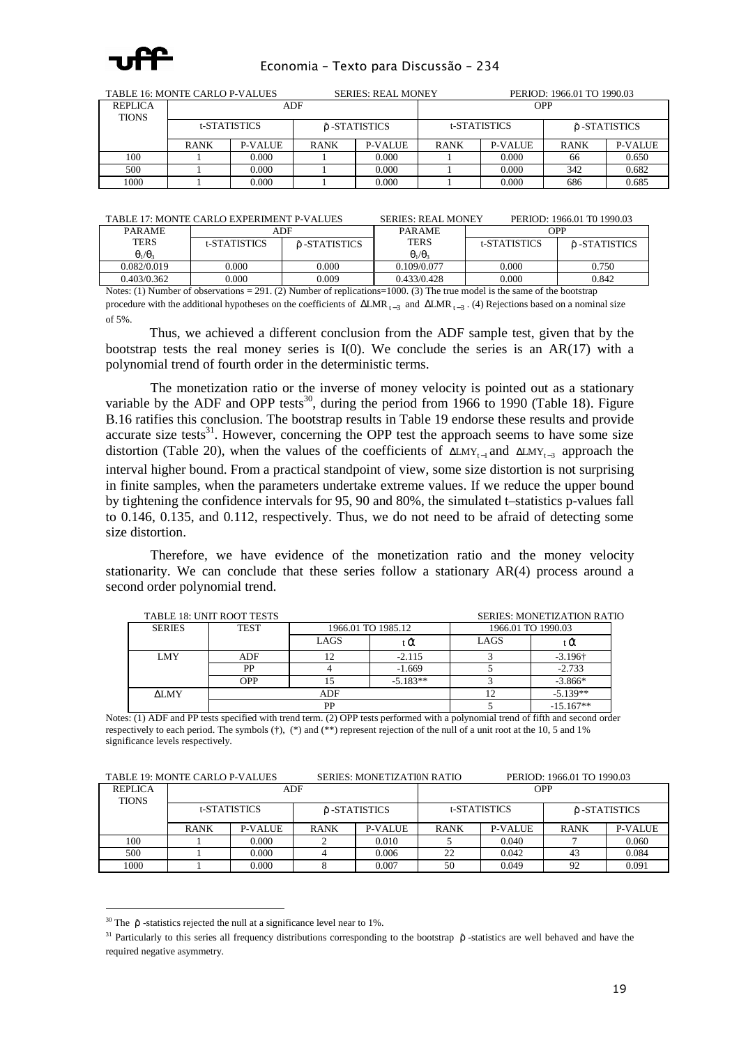TABLE 16: MONTE CARLO P-VALUES SERIES: REAL MONEY PERIOD: 1966.01 TO 1990.03

| REPLICATIONS | ADF | | | | OPP | | | |
|---|---|---|---|---|---|---|---|---|
| | t-STATISTICS | | $\hat{\rho}$-STATISTICS | | t-STATISTICS | | $\hat{\rho}$-STATISTICS | |
| | RANK | P-VALUE | RANK | P-VALUE | RANK | P-VALUE | RANK | P-VALUE |
| 100 | 1 | 0.000 | 1 | 0.000 | 1 | 0.000 | 66 | 0.650 |
| 500 | 1 | 0.000 | 1 | 0.000 | 1 | 0.000 | 342 | 0.682 |
| 1000 | 1 | 0.000 | 1 | 0.000 | 1 | 0.000 | 686 | 0.685 |

TABLE 17: MONTE CARLO EXPERIMENT P-VALUES SERIES: REAL MONEY PERIOD: 1966.01 T0 1990.03

| PARAMETERS $\theta_1/\theta_3$ | ADF | | PARAMETERS $\theta_1/\theta_3$ | OPP | |
|---|---|---|---|---|---|
| | t-STATISTICS | $\hat{\rho}$-STATISTICS | | t-STATISTICS | $\hat{\rho}$-STATISTICS |
| 0.082/0.019 | 0.000 | 0.000 | 0.109/0.077 | 0.000 | 0.750 |
| 0.403/0.362 | 0.000 | 0.009 | 0.433/0.428 | 0.000 | 0.842 |

Notes: (1) Number of observations = 291. (2) Number of replications=1000. (3) The true model is the same of the bootstrap procedure with the additional hypotheses on the coefficients of $\Delta LMR_{t-3}$ and $\Delta LMR_{t-3}$. (4) Rejections based on a nominal size of 5%.

Thus, we achieved a different conclusion from the ADF sample test, given that by the bootstrap tests the real money series is I(0). We conclude the series is an AR(17) with a polynomial trend of fourth order in the deterministic terms.

The monetization ratio or the inverse of money velocity is pointed out as a stationary variable by the ADF and OPP tests[30], during the period from 1966 to 1990 (Table 18). Figure B.16 ratifies this conclusion. The bootstrap results in Table 19 endorse these results and provide accurate size tests[31]. However, concerning the OPP test the approach seems to have some size distortion (Table 20), when the values of the coefficients of $\Delta LMY_{t-1}$ and $\Delta LMY_{t-3}$ approach the interval higher bound. From a practical standpoint of view, some size distortion is not surprising in finite samples, when the parameters undertake extreme values. If we reduce the upper bound by tightening the confidence intervals for 95, 90 and 80%, the simulated t–statistics p-values fall to 0.146, 0.135, and 0.112, respectively. Thus, we do not need to be afraid of detecting some size distortion.

Therefore, we have evidence of the monetization ratio and the money velocity stationarity. We can conclude that these series follow a stationary AR(4) process around a second order polynomial trend.

TABLE 18: UNIT ROOT TESTS SERIES: MONETIZATION RATIO

| SERIES | TEST | 1966.01 TO 1985.12 | | 1966.01 TO 1990.03 | |
|---|---|---|---|---|---|
| | | LAGS | $t_{\hat{\alpha}}$ | LAGS | $t_{\hat{\alpha}}$ |
| LMY | ADF | 12 | -2.115 | 3 | -3.196† |
| | PP | 4 | -1.669 | 5 | -2.733 |
| | OPP | 15 | -5.183** | 3 | -3.866* |
| ΔLMY | ADF | | | 12 | -5.139** |
| | PP | | | 5 | -15.167** |

Notes: (1) ADF and PP tests specified with trend term. (2) OPP tests performed with a polynomial trend of fifth and second order respectively to each period. The symbols (†), (*) and (**) represent rejection of the null of a unit root at the 10, 5 and 1% significance levels respectively.

TABLE 19: MONTE CARLO P-VALUES SERIES: MONETIZATI0N RATIO PERIOD: 1966.01 TO 1990.03

| REPLICATIONS | ADF | | | | OPP | | | |
|---|---|---|---|---|---|---|---|---|
| | t-STATISTICS | | $\hat{\rho}$-STATISTICS | | t-STATISTICS | | $\hat{\rho}$-STATISTICS | |
| | RANK | P-VALUE | RANK | P-VALUE | RANK | P-VALUE | RANK | P-VALUE |
| 100 | 1 | 0.000 | 2 | 0.010 | 5 | 0.040 | 7 | 0.060 |
| 500 | 1 | 0.000 | 4 | 0.006 | 22 | 0.042 | 43 | 0.084 |
| 1000 | 1 | 0.000 | 8 | 0.007 | 50 | 0.049 | 92 | 0.091 |

[30] The $\hat{\rho}$-statistics rejected the null at a significance level near to 1%.

[31] Particularly to this series all frequency distributions corresponding to the bootstrap $\hat{\rho}$-statistics are well behaved and have the required negative asymmetry.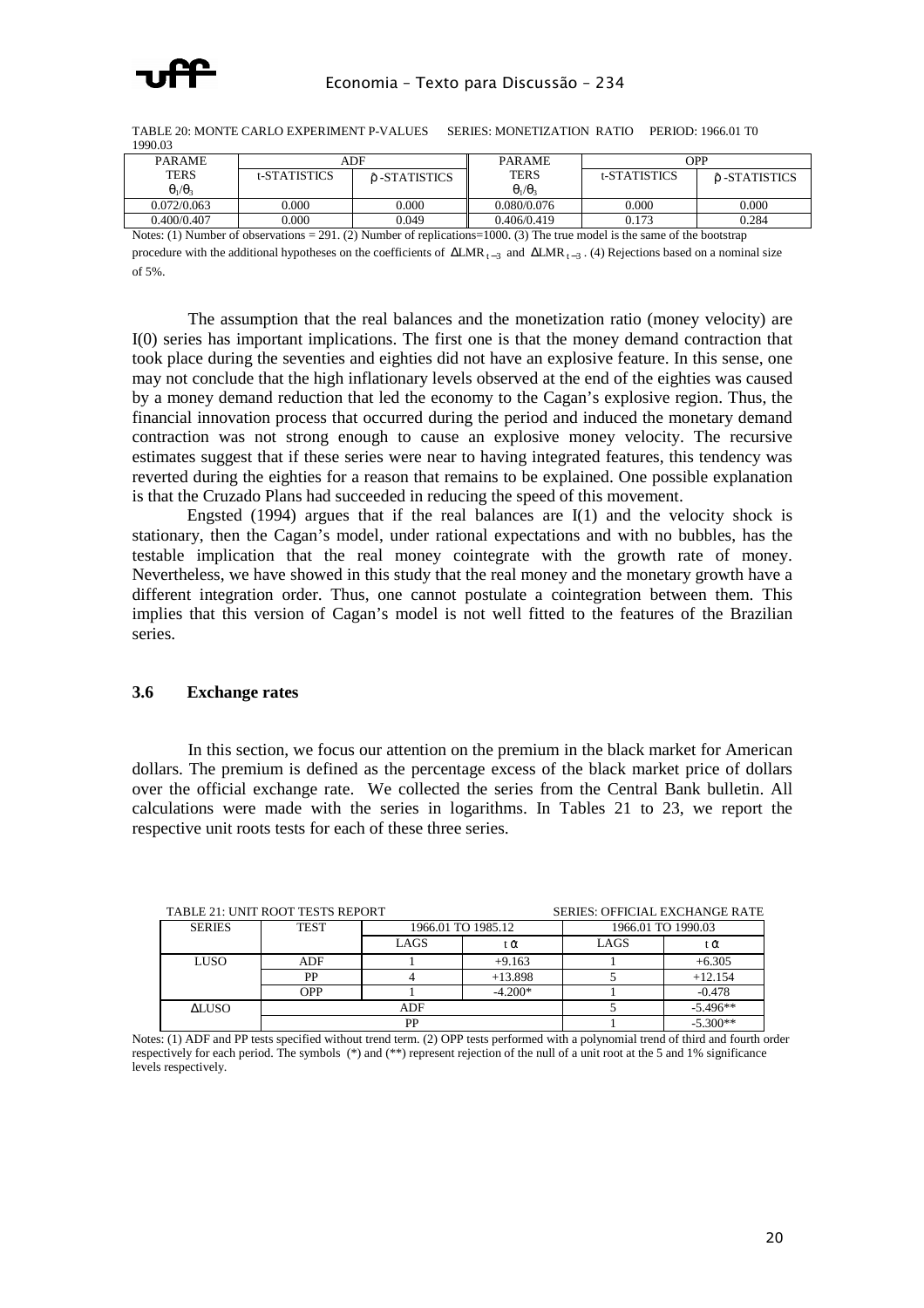TABLE 20: MONTE CARLO EXPERIMENT P-VALUES SERIES: MONETIZATION RATIO PERIOD: 1966.01 T0 1990.03

| PARAMETERS $\theta_1/\theta_3$ | ADF | | PARAMETERS $\theta_1/\theta_3$ | OPP | |
|---|---|---|---|---|---|
| | t-STATISTICS | $\hat{\rho}$-STATISTICS | | t-STATISTICS | $\hat{\rho}$-STATISTICS |
| 0.072/0.063 | 0.000 | 0.000 | 0.080/0.076 | 0.000 | 0.000 |
| 0.400/0.407 | 0.000 | 0.049 | 0.406/0.419 | 0.173 | 0.284 |

Notes: (1) Number of observations = 291. (2) Number of replications=1000. (3) The true model is the same of the bootstrap procedure with the additional hypotheses on the coefficients of $\Delta LMR_{t-3}$ and $\Delta LMR_{t-3}$. (4) Rejections based on a nominal size of 5%.

The assumption that the real balances and the monetization ratio (money velocity) are I(0) series has important implications. The first one is that the money demand contraction that took place during the seventies and eighties did not have an explosive feature. In this sense, one may not conclude that the high inflationary levels observed at the end of the eighties was caused by a money demand reduction that led the economy to the Cagan's explosive region. Thus, the financial innovation process that occurred during the period and induced the monetary demand contraction was not strong enough to cause an explosive money velocity. The recursive estimates suggest that if these series were near to having integrated features, this tendency was reverted during the eighties for a reason that remains to be explained. One possible explanation is that the Cruzado Plans had succeeded in reducing the speed of this movement.

Engsted (1994) argues that if the real balances are I(1) and the velocity shock is stationary, then the Cagan's model, under rational expectations and with no bubbles, has the testable implication that the real money cointegrate with the growth rate of money. Nevertheless, we have showed in this study that the real money and the monetary growth have a different integration order. Thus, one cannot postulate a cointegration between them. This implies that this version of Cagan's model is not well fitted to the features of the Brazilian series.

### 3.6 Exchange rates

In this section, we focus our attention on the premium in the black market for American dollars. The premium is defined as the percentage excess of the black market price of dollars over the official exchange rate. We collected the series from the Central Bank bulletin. All calculations were made with the series in logarithms. In Tables 21 to 23, we report the respective unit roots tests for each of these three series.

TABLE 21: UNIT ROOT TESTS REPORT SERIES: OFFICIAL EXCHANGE RATE

| SERIES | TEST | 1966.01 TO 1985.12 | | 1966.01 TO 1990.03 | |
|---|---|---|---|---|---|
| | | LAGS | $t_{\hat{\alpha}}$ | LAGS | $t_{\hat{\alpha}}$ |
| LUSO | ADF | 1 | +9.163 | 1 | +6.305 |
| | PP | 4 | +13.898 | 5 | +12.154 |
| | OPP | 1 | -4.200* | 1 | -0.478 |
| ΔLUSO | ADF | | | 5 | -5.496** |
| | PP | | | 1 | -5.300** |

Notes: (1) ADF and PP tests specified without trend term. (2) OPP tests performed with a polynomial trend of third and fourth order respectively for each period. The symbols (*) and (**) represent rejection of the null of a unit root at the 5 and 1% significance levels respectively.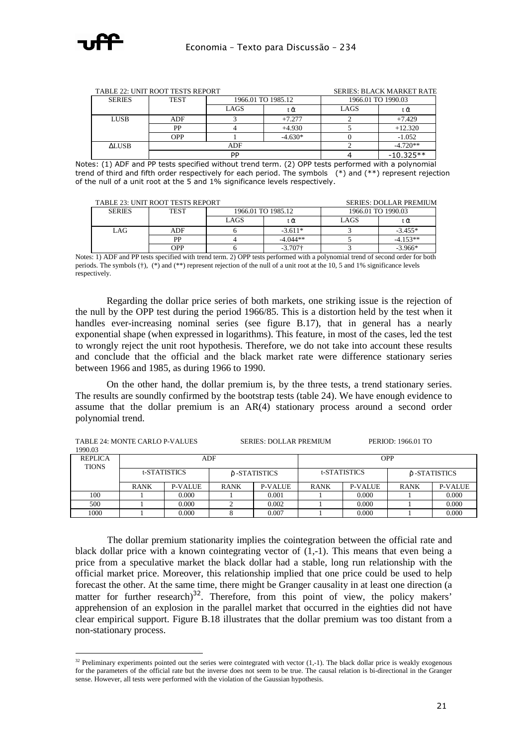TABLE 22: UNIT ROOT TESTS REPORT — SERIES: BLACK MARKET RATE

| SERIES | TEST | 1966.01 TO 1985.12 | | 1966.01 TO 1990.03 | |
|---|---|---|---|---|---|
| | | LAGS | $t\hat{\alpha}$ | LAGS | $t\hat{\alpha}$ |
| LUSB | ADF | 3 | +7.277 | 2 | +7.429 |
| | PP | 4 | +4.930 | 5 | +12.320 |
| | OPP | 1 | -4.630* | 0 | -1.052 |
| ΔLUSB | ADF | | | 2 | -4.720** |
| | PP | | | 4 | -10.325** |

Notes: (1) ADF and PP tests specified without trend term. (2) OPP tests performed with a polynomial trend of third and fifth order respectively for each period. The symbols (*) and (**) represent rejection of the null of a unit root at the 5 and 1% significance levels respectively.

TABLE 23: UNIT ROOT TESTS REPORT — SERIES: DOLLAR PREMIUM

| SERIES | TEST | 1966.01 TO 1985.12 | | 1966.01 TO 1990.03 | |
|---|---|---|---|---|---|
| | | LAGS | $t\hat{\alpha}$ | LAGS | $t\hat{\alpha}$ |
| LAG | ADF | 6 | -3.611* | 3 | -3.455* |
| | PP | 4 | -4.044** | 5 | -4.153** |
| | OPP | 6 | -3.707† | 3 | -3.966* |

Notes: 1) ADF and PP tests specified with trend term. 2) OPP tests performed with a polynomial trend of second order for both periods. The symbols (†), (*) and (**) represent rejection of the null of a unit root at the 10, 5 and 1% significance levels respectively.

Regarding the dollar price series of both markets, one striking issue is the rejection of the null by the OPP test during the period 1966/85. This is a distortion held by the test when it handles ever-increasing nominal series (see figure B.17), that in general has a nearly exponential shape (when expressed in logarithms). This feature, in most of the cases, led the test to wrongly reject the unit root hypothesis. Therefore, we do not take into account these results and conclude that the official and the black market rate were difference stationary series between 1966 and 1985, as during 1966 to 1990.

On the other hand, the dollar premium is, by the three tests, a trend stationary series. The results are soundly confirmed by the bootstrap tests (table 24). We have enough evidence to assume that the dollar premium is an AR(4) stationary process around a second order polynomial trend.

TABLE 24: MONTE CARLO P-VALUES — SERIES: DOLLAR PREMIUM — PERIOD: 1966.01 TO 1990.03

| REPLICATIONS | ADF | | | | OPP | | | |
|---|---|---|---|---|---|---|---|---|
| | t-STATISTICS | | $\hat{\rho}$-STATISTICS | | t-STATISTICS | | $\hat{\rho}$-STATISTICS | |
| | RANK | P-VALUE | RANK | P-VALUE | RANK | P-VALUE | RANK | P-VALUE |
| 100 | 1 | 0.000 | 1 | 0.001 | 1 | 0.000 | 1 | 0.000 |
| 500 | 1 | 0.000 | 2 | 0.002 | 1 | 0.000 | 1 | 0.000 |
| 1000 | 1 | 0.000 | 8 | 0.007 | 1 | 0.000 | 1 | 0.000 |

The dollar premium stationarity implies the cointegration between the official rate and black dollar price with a known cointegrating vector of (1,-1). This means that even being a price from a speculative market the black dollar had a stable, long run relationship with the official market price. Moreover, this relationship implied that one price could be used to help forecast the other. At the same time, there might be Granger causality in at least one direction (a matter for further research)[32]. Therefore, from this point of view, the policy makers' apprehension of an explosion in the parallel market that occurred in the eighties did not have clear empirical support. Figure B.18 illustrates that the dollar premium was too distant from a non-stationary process.

[32] Preliminary experiments pointed out the series were cointegrated with vector (1,-1). The black dollar price is weakly exogenous for the parameters of the official rate but the inverse does not seem to be true. The causal relation is bi-directional in the Granger sense. However, all tests were performed with the violation of the Gaussian hypothesis.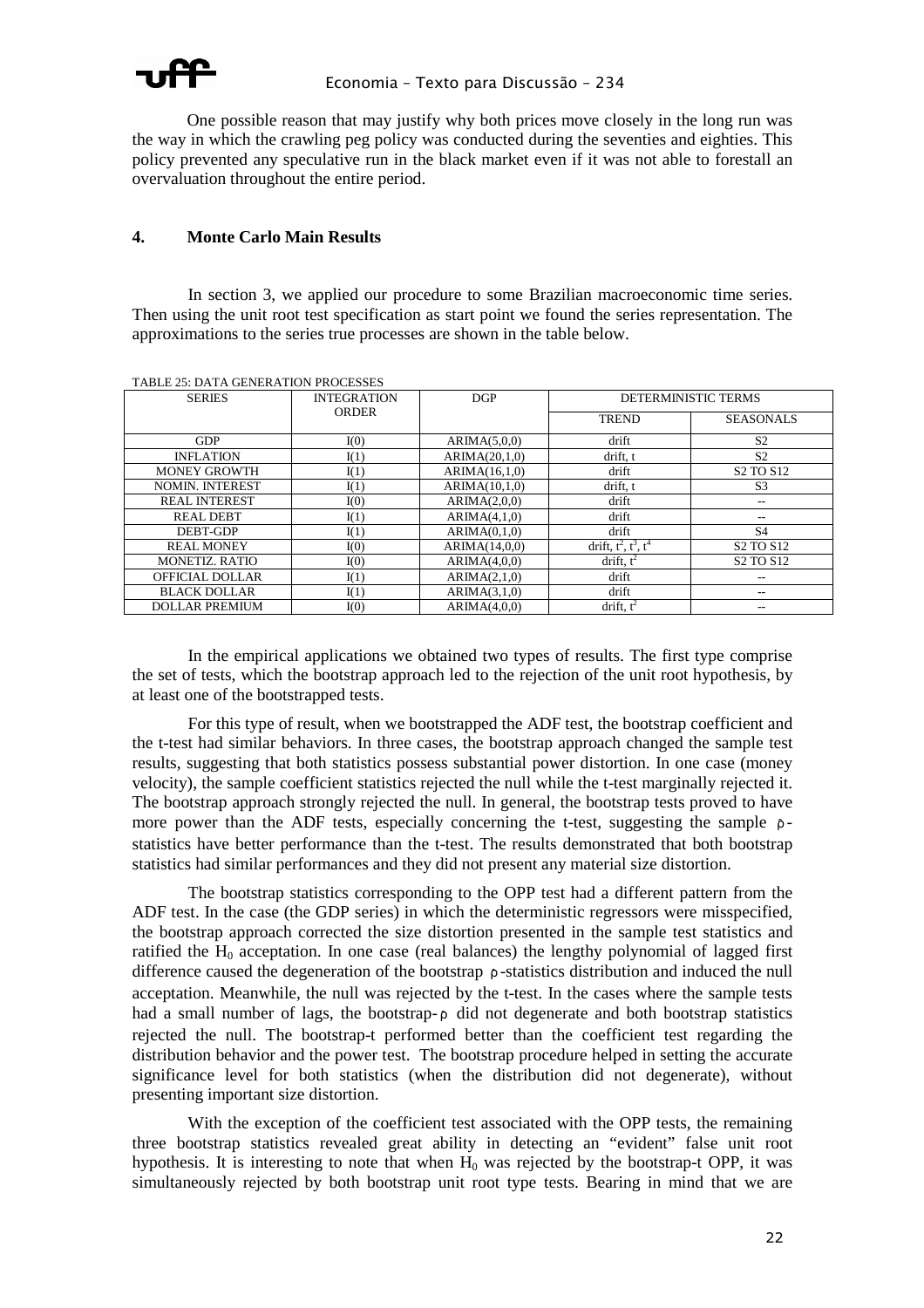One possible reason that may justify why both prices move closely in the long run was the way in which the crawling peg policy was conducted during the seventies and eighties. This policy prevented any speculative run in the black market even if it was not able to forestall an overvaluation throughout the entire period.

## 4. Monte Carlo Main Results

In section 3, we applied our procedure to some Brazilian macroeconomic time series. Then using the unit root test specification as start point we found the series representation. The approximations to the series true processes are shown in the table below.

TABLE 25: DATA GENERATION PROCESSES

| SERIES | INTEGRATION ORDER | DGP | DETERMINISTIC TERMS | |
|---|---|---|---|---|
| | | | TREND | SEASONALS |
| GDP | I(0) | ARIMA(5,0,0) | drift | S2 |
| INFLATION | I(1) | ARIMA(20,1,0) | drift, t | S2 |
| MONEY GROWTH | I(1) | ARIMA(16,1,0) | drift | S2 TO S12 |
| NOMIN. INTEREST | I(1) | ARIMA(10,1,0) | drift, t | S3 |
| REAL INTEREST | I(0) | ARIMA(2,0,0) | drift | -- |
| REAL DEBT | I(1) | ARIMA(4,1,0) | drift | -- |
| DEBT-GDP | I(1) | ARIMA(0,1,0) | drift | S4 |
| REAL MONEY | I(0) | ARIMA(14,0,0) | drift, $t^2$, $t^3$, $t^4$ | S2 TO S12 |
| MONETIZ. RATIO | I(0) | ARIMA(4,0,0) | drift, $t^2$ | S2 TO S12 |
| OFFICIAL DOLLAR | I(1) | ARIMA(2,1,0) | drift | -- |
| BLACK DOLLAR | I(1) | ARIMA(3,1,0) | drift | -- |
| DOLLAR PREMIUM | I(0) | ARIMA(4,0,0) | drift, $t^2$ | -- |

In the empirical applications we obtained two types of results. The first type comprise the set of tests, which the bootstrap approach led to the rejection of the unit root hypothesis, by at least one of the bootstrapped tests.

For this type of result, when we bootstrapped the ADF test, the bootstrap coefficient and the t-test had similar behaviors. In three cases, the bootstrap approach changed the sample test results, suggesting that both statistics possess substantial power distortion. In one case (money velocity), the sample coefficient statistics rejected the null while the t-test marginally rejected it. The bootstrap approach strongly rejected the null. In general, the bootstrap tests proved to have more power than the ADF tests, especially concerning the t-test, suggesting the sample $\rho$-statistics have better performance than the t-test. The results demonstrated that both bootstrap statistics had similar performances and they did not present any material size distortion.

The bootstrap statistics corresponding to the OPP test had a different pattern from the ADF test. In the case (the GDP series) in which the deterministic regressors were misspecified, the bootstrap approach corrected the size distortion presented in the sample test statistics and ratified the $H_0$ acceptation. In one case (real balances) the lengthy polynomial of lagged first difference caused the degeneration of the bootstrap $\rho$-statistics distribution and induced the null acceptation. Meanwhile, the null was rejected by the t-test. In the cases where the sample tests had a small number of lags, the bootstrap-$\rho$ did not degenerate and both bootstrap statistics rejected the null. The bootstrap-t performed better than the coefficient test regarding the distribution behavior and the power test. The bootstrap procedure helped in setting the accurate significance level for both statistics (when the distribution did not degenerate), without presenting important size distortion.

With the exception of the coefficient test associated with the OPP tests, the remaining three bootstrap statistics revealed great ability in detecting an "evident" false unit root hypothesis. It is interesting to note that when $H_0$ was rejected by the bootstrap-t OPP, it was simultaneously rejected by both bootstrap unit root type tests. Bearing in mind that we are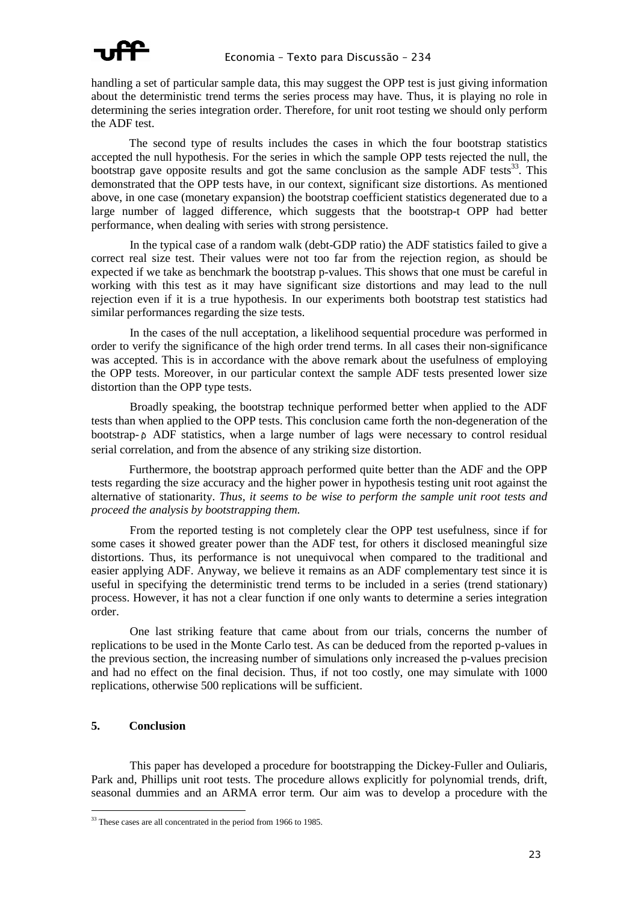handling a set of particular sample data, this may suggest the OPP test is just giving information about the deterministic trend terms the series process may have. Thus, it is playing no role in determining the series integration order. Therefore, for unit root testing we should only perform the ADF test.

The second type of results includes the cases in which the four bootstrap statistics accepted the null hypothesis. For the series in which the sample OPP tests rejected the null, the bootstrap gave opposite results and got the same conclusion as the sample ADF tests[33]. This demonstrated that the OPP tests have, in our context, significant size distortions. As mentioned above, in one case (monetary expansion) the bootstrap coefficient statistics degenerated due to a large number of lagged difference, which suggests that the bootstrap-t OPP had better performance, when dealing with series with strong persistence.

In the typical case of a random walk (debt-GDP ratio) the ADF statistics failed to give a correct real size test. Their values were not too far from the rejection region, as should be expected if we take as benchmark the bootstrap p-values. This shows that one must be careful in working with this test as it may have significant size distortions and may lead to the null rejection even if it is a true hypothesis. In our experiments both bootstrap test statistics had similar performances regarding the size tests.

In the cases of the null acceptation, a likelihood sequential procedure was performed in order to verify the significance of the high order trend terms. In all cases their non-significance was accepted. This is in accordance with the above remark about the usefulness of employing the OPP tests. Moreover, in our particular context the sample ADF tests presented lower size distortion than the OPP type tests.

Broadly speaking, the bootstrap technique performed better when applied to the ADF tests than when applied to the OPP tests. This conclusion came forth the non-degeneration of the bootstrap-$\hat{\rho}$ ADF statistics, when a large number of lags were necessary to control residual serial correlation, and from the absence of any striking size distortion.

Furthermore, the bootstrap approach performed quite better than the ADF and the OPP tests regarding the size accuracy and the higher power in hypothesis testing unit root against the alternative of stationarity. *Thus, it seems to be wise to perform the sample unit root tests and proceed the analysis by bootstrapping them.*

From the reported testing is not completely clear the OPP test usefulness, since if for some cases it showed greater power than the ADF test, for others it disclosed meaningful size distortions. Thus, its performance is not unequivocal when compared to the traditional and easier applying ADF. Anyway, we believe it remains as an ADF complementary test since it is useful in specifying the deterministic trend terms to be included in a series (trend stationary) process. However, it has not a clear function if one only wants to determine a series integration order.

One last striking feature that came about from our trials, concerns the number of replications to be used in the Monte Carlo test. As can be deduced from the reported p-values in the previous section, the increasing number of simulations only increased the p-values precision and had no effect on the final decision. Thus, if not too costly, one may simulate with 1000 replications, otherwise 500 replications will be sufficient.

## 5. Conclusion

This paper has developed a procedure for bootstrapping the Dickey-Fuller and Ouliaris, Park and, Phillips unit root tests. The procedure allows explicitly for polynomial trends, drift, seasonal dummies and an ARMA error term. Our aim was to develop a procedure with the

[33] These cases are all concentrated in the period from 1966 to 1985.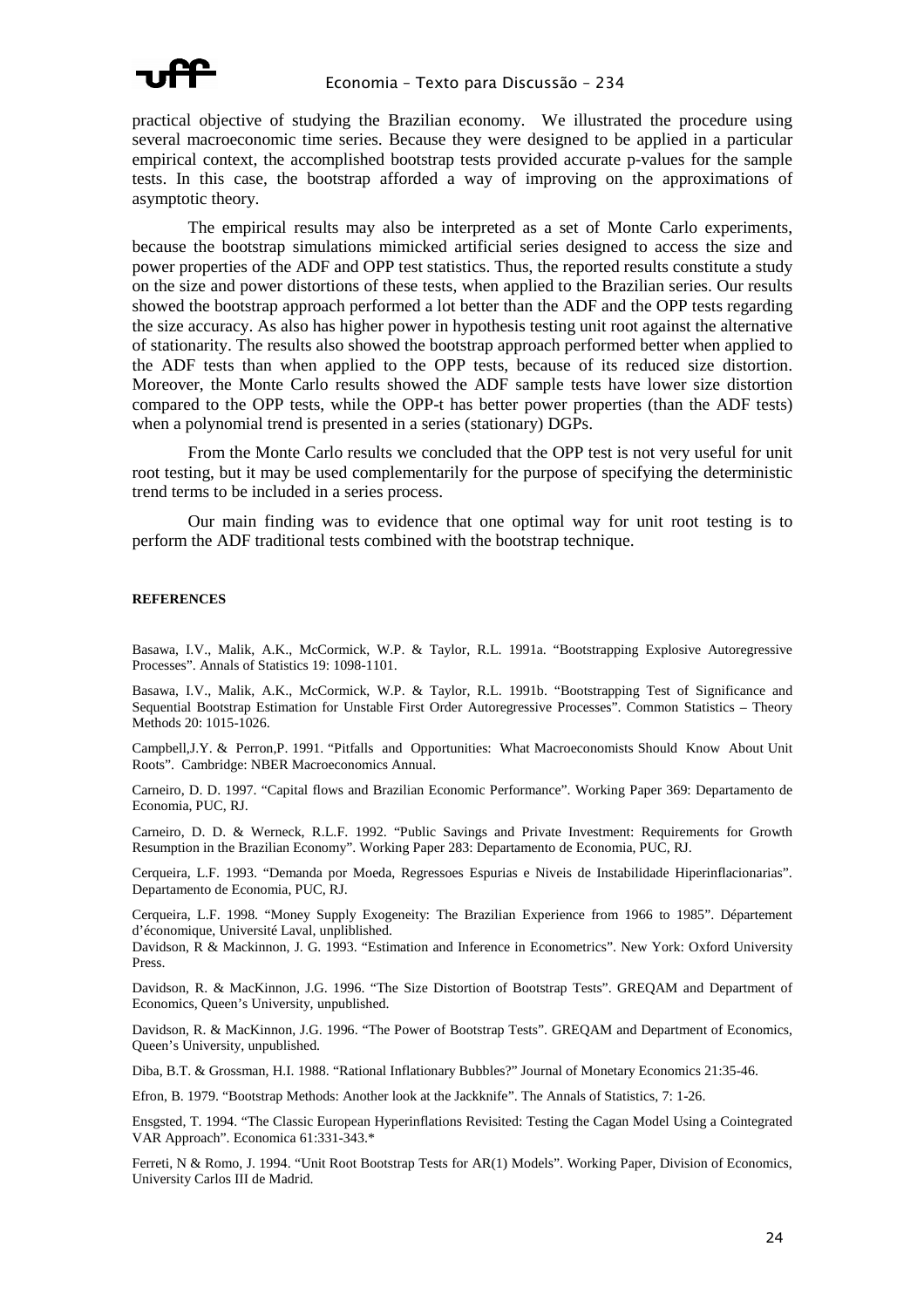practical objective of studying the Brazilian economy. We illustrated the procedure using several macroeconomic time series. Because they were designed to be applied in a particular empirical context, the accomplished bootstrap tests provided accurate p-values for the sample tests. In this case, the bootstrap afforded a way of improving on the approximations of asymptotic theory.

The empirical results may also be interpreted as a set of Monte Carlo experiments, because the bootstrap simulations mimicked artificial series designed to access the size and power properties of the ADF and OPP test statistics. Thus, the reported results constitute a study on the size and power distortions of these tests, when applied to the Brazilian series. Our results showed the bootstrap approach performed a lot better than the ADF and the OPP tests regarding the size accuracy. As also has higher power in hypothesis testing unit root against the alternative of stationarity. The results also showed the bootstrap approach performed better when applied to the ADF tests than when applied to the OPP tests, because of its reduced size distortion. Moreover, the Monte Carlo results showed the ADF sample tests have lower size distortion compared to the OPP tests, while the OPP-t has better power properties (than the ADF tests) when a polynomial trend is presented in a series (stationary) DGPs.

From the Monte Carlo results we concluded that the OPP test is not very useful for unit root testing, but it may be used complementarily for the purpose of specifying the deterministic trend terms to be included in a series process.

Our main finding was to evidence that one optimal way for unit root testing is to perform the ADF traditional tests combined with the bootstrap technique.

**REFERENCES**

Basawa, I.V., Malik, A.K., McCormick, W.P. & Taylor, R.L. 1991a. "Bootstrapping Explosive Autoregressive Processes". Annals of Statistics 19: 1098-1101.

Basawa, I.V., Malik, A.K., McCormick, W.P. & Taylor, R.L. 1991b. "Bootstrapping Test of Significance and Sequential Bootstrap Estimation for Unstable First Order Autoregressive Processes". Common Statistics – Theory Methods 20: 1015-1026.

Campbell,J.Y. & Perron,P. 1991. "Pitfalls and Opportunities: What Macroeconomists Should Know About Unit Roots". Cambridge: NBER Macroeconomics Annual.

Carneiro, D. D. 1997. "Capital flows and Brazilian Economic Performance". Working Paper 369: Departamento de Economia, PUC, RJ.

Carneiro, D. D. & Werneck, R.L.F. 1992. "Public Savings and Private Investment: Requirements for Growth Resumption in the Brazilian Economy". Working Paper 283: Departamento de Economia, PUC, RJ.

Cerqueira, L.F. 1993. "Demanda por Moeda, Regressoes Espurias e Niveis de Instabilidade Hiperinflacionarias". Departamento de Economia, PUC, RJ.

Cerqueira, L.F. 1998. "Money Supply Exogeneity: The Brazilian Experience from 1966 to 1985". Département d'économique, Université Laval, unpliblished.

Davidson, R & Mackinnon, J. G. 1993. "Estimation and Inference in Econometrics". New York: Oxford University Press.

Davidson, R. & MacKinnon, J.G. 1996. "The Size Distortion of Bootstrap Tests". GREQAM and Department of Economics, Queen's University, unpublished.

Davidson, R. & MacKinnon, J.G. 1996. "The Power of Bootstrap Tests". GREQAM and Department of Economics, Queen's University, unpublished.

Diba, B.T. & Grossman, H.I. 1988. "Rational Inflationary Bubbles?" Journal of Monetary Economics 21:35-46.

Efron, B. 1979. "Bootstrap Methods: Another look at the Jackknife". The Annals of Statistics, 7: 1-26.

Ensgsted, T. 1994. "The Classic European Hyperinflations Revisited: Testing the Cagan Model Using a Cointegrated VAR Approach". Economica 61:331-343.*

Ferreti, N & Romo, J. 1994. "Unit Root Bootstrap Tests for AR(1) Models". Working Paper, Division of Economics, University Carlos III de Madrid.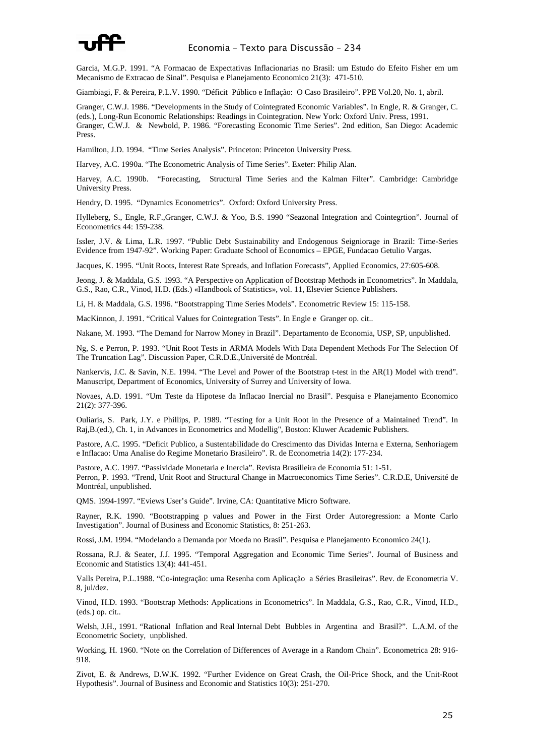Garcia, M.G.P. 1991. "A Formacao de Expectativas Inflacionarias no Brasil: um Estudo do Efeito Fisher em um Mecanismo de Extracao de Sinal". Pesquisa e Planejamento Economico 21(3): 471-510.

Giambiagi, F. & Pereira, P.L.V. 1990. "Déficit Público e Inflação: O Caso Brasileiro". PPE Vol.20, No. 1, abril.

Granger, C.W.J. 1986. "Developments in the Study of Cointegrated Economic Variables". In Engle, R. & Granger, C. (eds.), Long-Run Economic Relationships: Readings in Cointegration. New York: Oxford Univ. Press, 1991.
Granger, C.W.J. & Newbold, P. 1986. "Forecasting Economic Time Series". 2nd edition, San Diego: Academic Press.

Hamilton, J.D. 1994. "Time Series Analysis". Princeton: Princeton University Press.

Harvey, A.C. 1990a. "The Econometric Analysis of Time Series". Exeter: Philip Alan.

Harvey, A.C. 1990b. "Forecasting, Structural Time Series and the Kalman Filter". Cambridge: Cambridge University Press.

Hendry, D. 1995. "Dynamics Econometrics". Oxford: Oxford University Press.

Hylleberg, S., Engle, R.F.,Granger, C.W.J. & Yoo, B.S. 1990 "Seazonal Integration and Cointegrtion". Journal of Econometrics 44: 159-238.

Issler, J.V. & Lima, L.R. 1997. "Public Debt Sustainability and Endogenous Seigniorage in Brazil: Time-Series Evidence from 1947-92". Working Paper: Graduate School of Economics – EPGE, Fundacao Getulio Vargas.

Jacques, K. 1995. "Unit Roots, Interest Rate Spreads, and Inflation Forecasts", Applied Economics, 27:605-608.

Jeong, J. & Maddala, G.S. 1993. "A Perspective on Application of Bootstrap Methods in Econometrics". In Maddala, G.S., Rao, C.R., Vinod, H.D. (Eds.) «Handbook of Statistics», vol. 11, Elsevier Science Publishers.

Li, H. & Maddala, G.S. 1996. "Bootstrapping Time Series Models". Econometric Review 15: 115-158.

MacKinnon, J. 1991. "Critical Values for Cointegration Tests". In Engle e Granger op. cit..

Nakane, M. 1993. "The Demand for Narrow Money in Brazil". Departamento de Economia, USP, SP, unpublished.

Ng, S. e Perron, P. 1993. "Unit Root Tests in ARMA Models With Data Dependent Methods For The Selection Of The Truncation Lag". Discussion Paper, C.R.D.E.,Université de Montréal.

Nankervis, J.C. & Savin, N.E. 1994. "The Level and Power of the Bootstrap t-test in the AR(1) Model with trend". Manuscript, Department of Economics, University of Surrey and University of Iowa.

Novaes, A.D. 1991. "Um Teste da Hipotese da Inflacao Inercial no Brasil". Pesquisa e Planejamento Economico 21(2): 377-396.

Ouliaris, S. Park, J.Y. e Phillips, P. 1989. "Testing for a Unit Root in the Presence of a Maintained Trend". In Raj,B.(ed.), Ch. 1, in Advances in Econometrics and Modelling", Boston: Kluwer Academic Publishers.

Pastore, A.C. 1995. "Deficit Publico, a Sustentabilidade do Crescimento das Dividas Interna e Externa, Senhoriagem e Inflacao: Uma Analise do Regime Monetario Brasileiro". R. de Econometria 14(2): 177-234.

Pastore, A.C. 1997. "Passividade Monetaria e Inercia". Revista Brasilleira de Economia 51: 1-51.
Perron, P. 1993. "Trend, Unit Root and Structural Change in Macroeconomics Time Series". C.R.D.E, Université de Montréal, unpublished.

QMS. 1994-1997. "Eviews User's Guide". Irvine, CA: Quantitative Micro Software.

Rayner, R.K. 1990. "Bootstrapping p values and Power in the First Order Autoregression: a Monte Carlo Investigation". Journal of Business and Economic Statistics, 8: 251-263.

Rossi, J.M. 1994. "Modelando a Demanda por Moeda no Brasil". Pesquisa e Planejamento Economico 24(1).

Rossana, R.J. & Seater, J.J. 1995. "Temporal Aggregation and Economic Time Series". Journal of Business and Economic and Statistics 13(4): 441-451.

Valls Pereira, P.L.1988. "Co-integração: uma Resenha com Aplicação a Séries Brasileiras". Rev. de Econometria V. 8, jul/dez.

Vinod, H.D. 1993. "Bootstrap Methods: Applications in Econometrics". In Maddala, G.S., Rao, C.R., Vinod, H.D., (eds.) op. cit..

Welsh, J.H., 1991. "Rational Inflation and Real Internal Debt Bubbles in Argentina and Brasil?". L.A.M. of the Econometric Society, unpblished.

Working, H. 1960. "Note on the Correlation of Differences of Average in a Random Chain". Econometrica 28: 916-918.

Zivot, E. & Andrews, D.W.K. 1992. "Further Evidence on Great Crash, the Oil-Price Shock, and the Unit-Root Hypothesis". Journal of Business and Economic and Statistics 10(3): 251-270.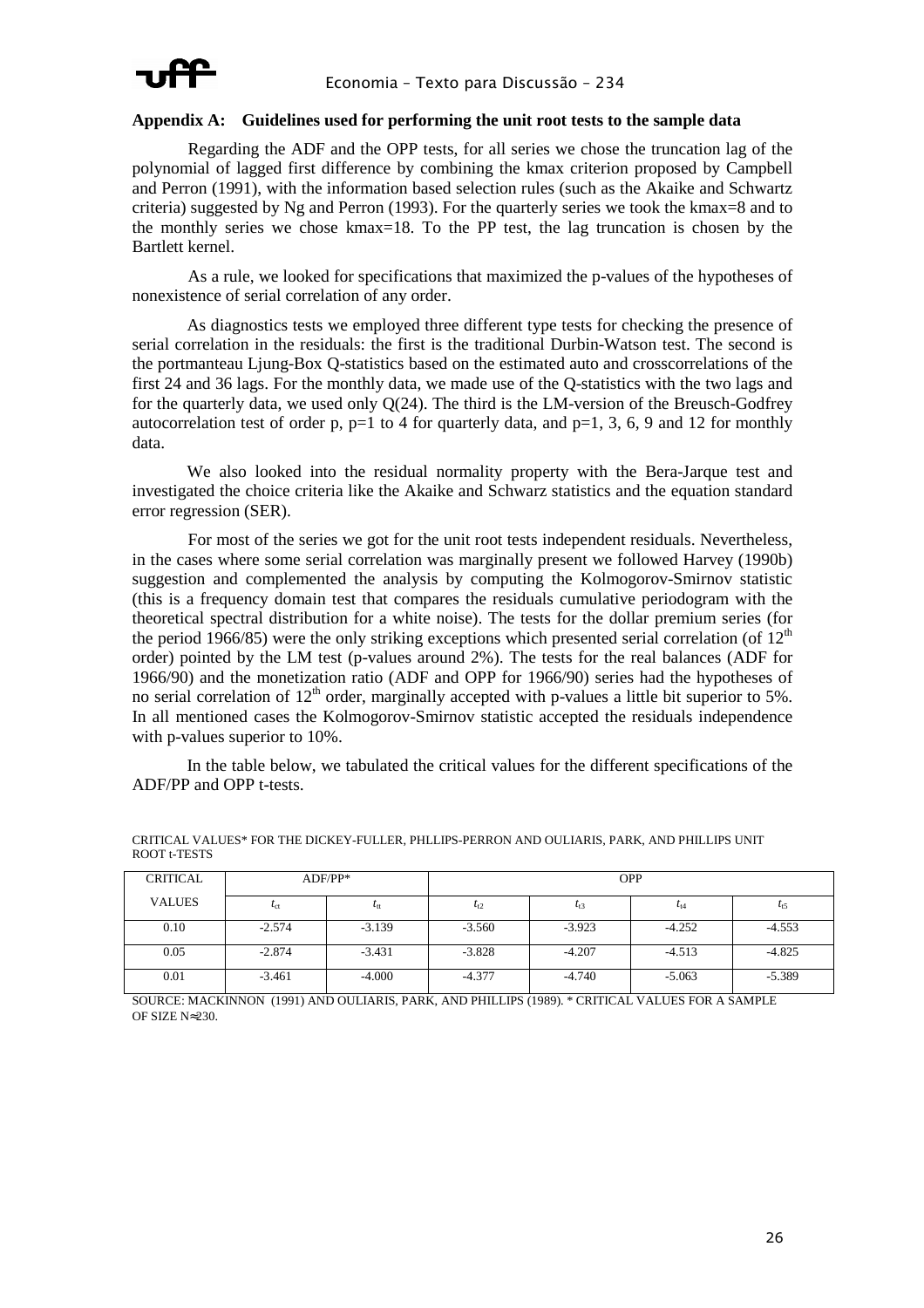## Appendix A: Guidelines used for performing the unit root tests to the sample data

Regarding the ADF and the OPP tests, for all series we chose the truncation lag of the polynomial of lagged first difference by combining the kmax criterion proposed by Campbell and Perron (1991), with the information based selection rules (such as the Akaike and Schwartz criteria) suggested by Ng and Perron (1993). For the quarterly series we took the kmax=8 and to the monthly series we chose kmax=18. To the PP test, the lag truncation is chosen by the Bartlett kernel.

As a rule, we looked for specifications that maximized the p-values of the hypotheses of nonexistence of serial correlation of any order.

As diagnostics tests we employed three different type tests for checking the presence of serial correlation in the residuals: the first is the traditional Durbin-Watson test. The second is the portmanteau Ljung-Box Q-statistics based on the estimated auto and crosscorrelations of the first 24 and 36 lags. For the monthly data, we made use of the Q-statistics with the two lags and for the quarterly data, we used only Q(24). The third is the LM-version of the Breusch-Godfrey autocorrelation test of order p, p=1 to 4 for quarterly data, and p=1, 3, 6, 9 and 12 for monthly data.

We also looked into the residual normality property with the Bera-Jarque test and investigated the choice criteria like the Akaike and Schwarz statistics and the equation standard error regression (SER).

For most of the series we got for the unit root tests independent residuals. Nevertheless, in the cases where some serial correlation was marginally present we followed Harvey (1990b) suggestion and complemented the analysis by computing the Kolmogorov-Smirnov statistic (this is a frequency domain test that compares the residuals cumulative periodogram with the theoretical spectral distribution for a white noise). The tests for the dollar premium series (for the period 1966/85) were the only striking exceptions which presented serial correlation (of $12^{th}$ order) pointed by the LM test (p-values around 2%). The tests for the real balances (ADF for 1966/90) and the monetization ratio (ADF and OPP for 1966/90) series had the hypotheses of no serial correlation of $12^{th}$ order, marginally accepted with p-values a little bit superior to 5%. In all mentioned cases the Kolmogorov-Smirnov statistic accepted the residuals independence with p-values superior to 10%.

In the table below, we tabulated the critical values for the different specifications of the ADF/PP and OPP t-tests.

CRITICAL VALUES* FOR THE DICKEY-FULLER, PHLLIPS-PERRON AND OULIARIS, PARK, AND PHILLIPS UNIT ROOT t-TESTS

| CRITICAL | ADF/PP* | | OPP | | | |
|---|---|---|---|---|---|---|
| VALUES | $t_{ct}$ | $t_{tt}$ | $t_{t2}$ | $t_{t3}$ | $t_{t4}$ | $t_{t5}$ |
| 0.10 | -2.574 | -3.139 | -3.560 | -3.923 | -4.252 | -4.553 |
| 0.05 | -2.874 | -3.431 | -3.828 | -4.207 | -4.513 | -4.825 |
| 0.01 | -3.461 | -4.000 | -4.377 | -4.740 | -5.063 | -5.389 |

SOURCE: MACKINNON (1991) AND OULIARIS, PARK, AND PHILLIPS (1989). * CRITICAL VALUES FOR A SAMPLE OF SIZE N≈230.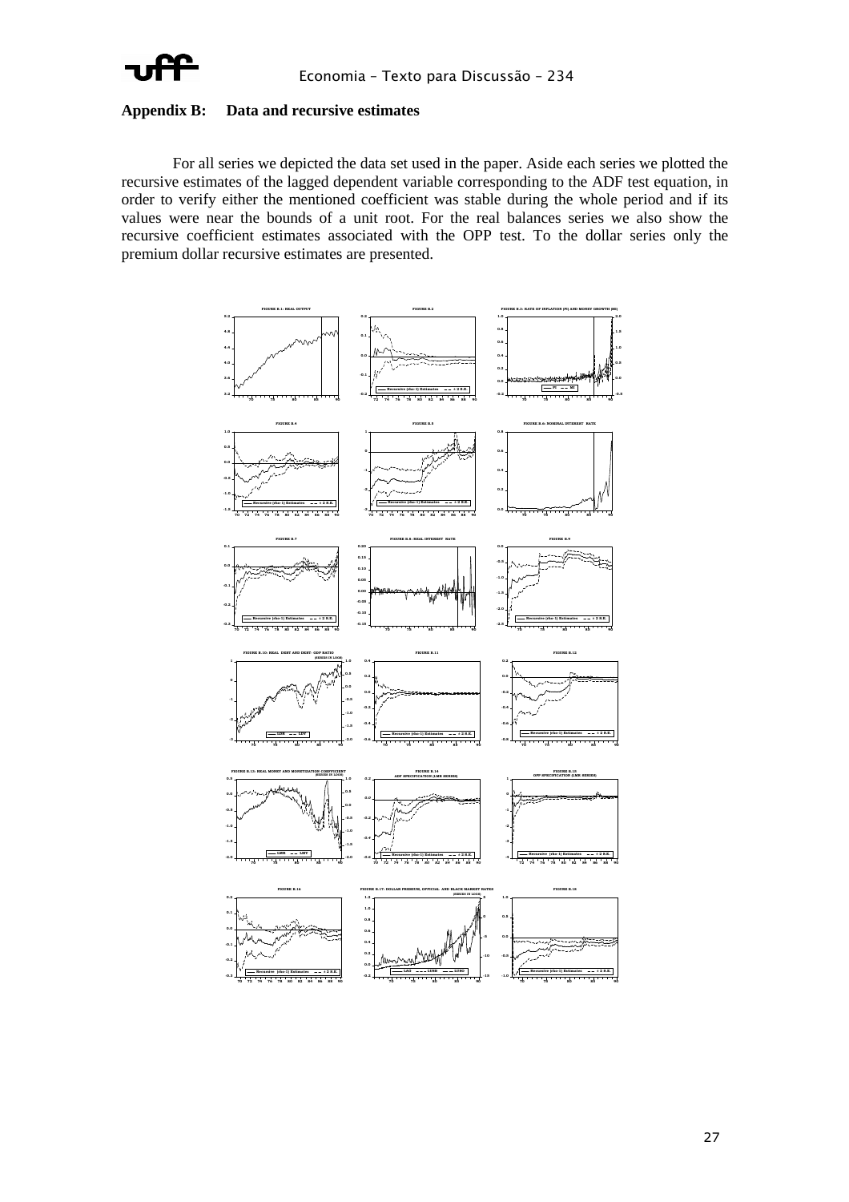## Appendix B: Data and recursive estimates

For all series we depicted the data set used in the paper. Aside each series we plotted the recursive estimates of the lagged dependent variable corresponding to the ADF test equation, in order to verify either the mentioned coefficient was stable during the whole period and if its values were near the bounds of a unit root. For the real balances series we also show the recursive coefficient estimates associated with the OPP test. To the dollar series only the premium dollar recursive estimates are presented.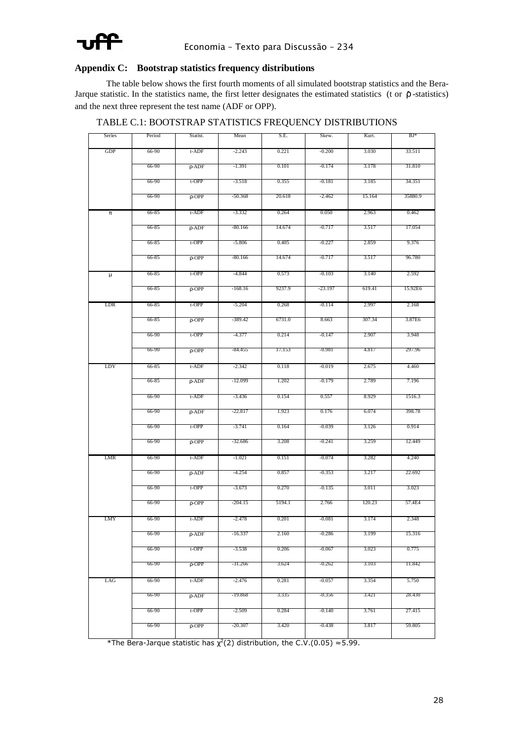## Appendix C: Bootstrap statistics frequency distributions

The table below shows the first fourth moments of all simulated bootstrap statistics and the Bera-Jarque statistic. In the statistics name, the first letter designates the estimated statistics (t or ρ-statistics) and the next three represent the test name (ADF or OPP).

TABLE C.1: BOOTSTRAP STATISTICS FREQUENCY DISTRIBUTIONS

| Series | Period | Statist. | Mean | S.E. | Skew. | Kurt. | BJ* |
|---|---|---|---|---|---|---|---|
| GDP | 66-90 | t-ADF | -2.243 | 0.221 | -0.200 | 3.030 | 33.511 |
| | 66-90 | ρ-ADF | -1.391 | 0.101 | -0.174 | 3.178 | 31.810 |
| | 66-90 | t-OPP | -3.518 | 0.355 | -0.181 | 3.185 | 34.351 |
| | 66-90 | ρ-OPP | -50.368 | 20.618 | -2.462 | 15.164 | 35880.9 |
| π | 66-85 | t-ADF | -3.332 | 0.264 | 0.050 | 2.963 | 0.462 |
| | 66-85 | ρ-ADF | -80.166 | 14.674 | -0.717 | 3.517 | 17.054 |
| | 66-85 | t-OPP | -5.806 | 0.405 | -0.227 | 2.859 | 9.376 |
| | 66-85 | ρ-OPP | -80.166 | 14.674 | -0.717 | 3.517 | 96.780 |
| μ | 66-85 | t-OPP | -4.844 | 0.573 | -0.103 | 3.140 | 2.592 |
| | 66-85 | ρ-OPP | -168.16 | 9237.9 | -23.197 | 619.41 | 15.92E6 |
| LDR | 66-85 | t-OPP | -5.204 | 0.268 | -0.114 | 2.997 | 2.168 |
| | 66-85 | ρ-OPP | -389.42 | 6731.0 | 8.663 | 307.34 | 3.87E6 |
| | 66-90 | t-OPP | -4.377 | 0.214 | -0.147 | 2.907 | 3.948 |
| | 66-90 | ρ-OPP | -84.455 | 17.153 | -0.981 | 4.817 | 297.96 |
| LDY | 66-85 | t-ADF | -2.342 | 0.118 | -0.019 | 2.675 | 4.460 |
| | 66-85 | ρ-ADF | -12.099 | 1.202 | -0.179 | 2.789 | 7.196 |
| | 66-90 | t-ADF | -3.436 | 0.154 | 0.557 | 8.929 | 1516.3 |
| | 66-90 | ρ-ADF | -22.817 | 1.923 | 0.176 | 6.074 | 398.78 |
| | 66-90 | t-OPP | -3.741 | 0.164 | -0.039 | 3.126 | 0.914 |
| | 66-90 | ρ-OPP | -32.686 | 3.208 | -0.241 | 3.259 | 12.449 |
| LMR | 66-90 | t-ADF | -1.021 | 0.151 | -0.074 | 3.282 | 4.240 |
| | 66-90 | ρ-ADF | -4.254 | 0.857 | -0.353 | 3.217 | 22.692 |
| | 66-90 | t-OPP | -3.673 | 0.270 | -0.135 | 3.011 | 3.023 |
| | 66-90 | ρ-OPP | -204.15 | 5194.1 | 2.766 | 120.23 | 57.4E4 |
| LMY | 66-90 | t-ADF | -2.478 | 0.201 | -0.081 | 3.174 | 2.348 |
| | 66-90 | ρ-ADF | -16.337 | 2.160 | -0.286 | 3.199 | 15.316 |
| | 66-90 | t-OPP | -3.538 | 0.206 | -0.067 | 3.023 | 0.775 |
| | 66-90 | ρ-OPP | -31.266 | 3.624 | -0.262 | 3.103 | 11.842 |
| LAG | 66-90 | t-ADF | -2.476 | 0.281 | -0.057 | 3.354 | 5.750 |
| | 66-90 | ρ-ADF | -19.868 | 3.335 | -0.356 | 3.421 | 28.430 |
| | 66-90 | t-OPP | -2.509 | 0.284 | -0.140 | 3.761 | 27.415 |
| | 66-90 | ρ-OPP | -20.307 | 3.420 | -0.438 | 3.817 | 59.805 |

*The Bera-Jarque statistic has $\chi^2(2)$ distribution, the C.V.(0.05) ≈ 5.99.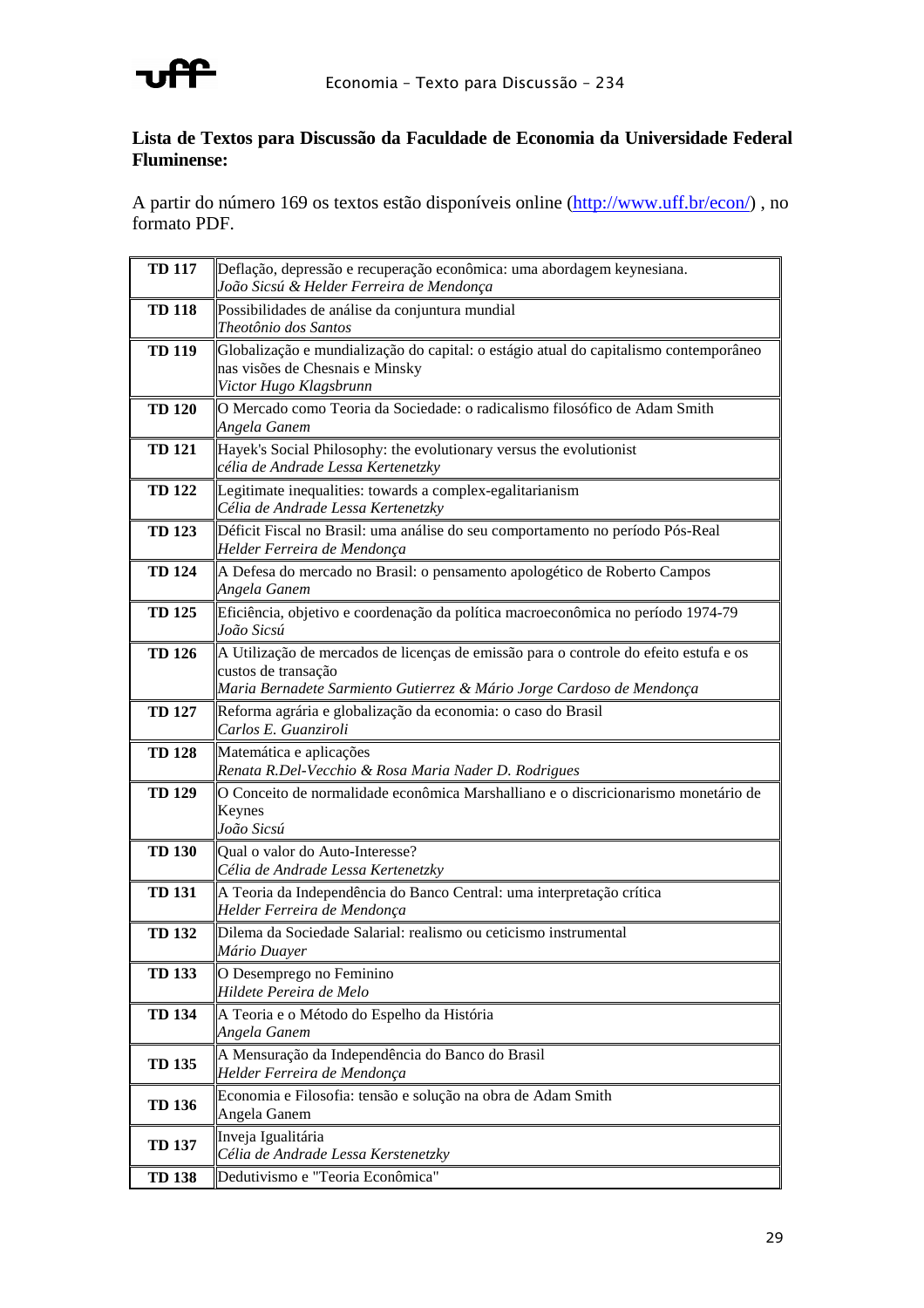**Lista de Textos para Discussão da Faculdade de Economia da Universidade Federal Fluminense:**

A partir do número 169 os textos estão disponíveis online (http://www.uff.br/econ/) , no formato PDF.

| | |
|---|---|
| **TD 117** | Deflação, depressão e recuperação econômica: uma abordagem keynesiana.<br>*João Sicsú & Helder Ferreira de Mendonça* |
| **TD 118** | Possibilidades de análise da conjuntura mundial<br>*Theotônio dos Santos* |
| **TD 119** | Globalização e mundialização do capital: o estágio atual do capitalismo contemporâneo nas visões de Chesnais e Minsky<br>*Victor Hugo Klagsbrunn* |
| **TD 120** | O Mercado como Teoria da Sociedade: o radicalismo filosófico de Adam Smith<br>*Angela Ganem* |
| **TD 121** | Hayek's Social Philosophy: the evolutionary versus the evolutionist<br>*célia de Andrade Lessa Kertenetzky* |
| **TD 122** | Legitimate inequalities: towards a complex-egalitarianism<br>*Célia de Andrade Lessa Kertenetzky* |
| **TD 123** | Déficit Fiscal no Brasil: uma análise do seu comportamento no período Pós-Real<br>*Helder Ferreira de Mendonça* |
| **TD 124** | A Defesa do mercado no Brasil: o pensamento apologético de Roberto Campos<br>*Angela Ganem* |
| **TD 125** | Eficiência, objetivo e coordenação da política macroeconômica no período 1974-79<br>*João Sicsú* |
| **TD 126** | A Utilização de mercados de licenças de emissão para o controle do efeito estufa e os custos de transação<br>*Maria Bernadete Sarmiento Gutierrez & Mário Jorge Cardoso de Mendonça* |
| **TD 127** | Reforma agrária e globalização da economia: o caso do Brasil<br>*Carlos E. Guanziroli* |
| **TD 128** | Matemática e aplicações<br>*Renata R.Del-Vecchio & Rosa Maria Nader D. Rodrigues* |
| **TD 129** | O Conceito de normalidade econômica Marshalliano e o discricionarismo monetário de Keynes<br>*João Sicsú* |
| **TD 130** | Qual o valor do Auto-Interesse?<br>*Célia de Andrade Lessa Kertenetzky* |
| **TD 131** | A Teoria da Independência do Banco Central: uma interpretação crítica<br>*Helder Ferreira de Mendonça* |
| **TD 132** | Dilema da Sociedade Salarial: realismo ou ceticismo instrumental<br>*Mário Duayer* |
| **TD 133** | O Desemprego no Feminino<br>*Hildete Pereira de Melo* |
| **TD 134** | A Teoria e o Método do Espelho da História<br>*Angela Ganem* |
| **TD 135** | A Mensuração da Independência do Banco do Brasil<br>*Helder Ferreira de Mendonça* |
| **TD 136** | Economia e Filosofia: tensão e solução na obra de Adam Smith<br>Angela Ganem |
| **TD 137** | Inveja Igualitária<br>*Célia de Andrade Lessa Kerstenetzky* |
| **TD 138** | Dedutivismo e "Teoria Econômica" |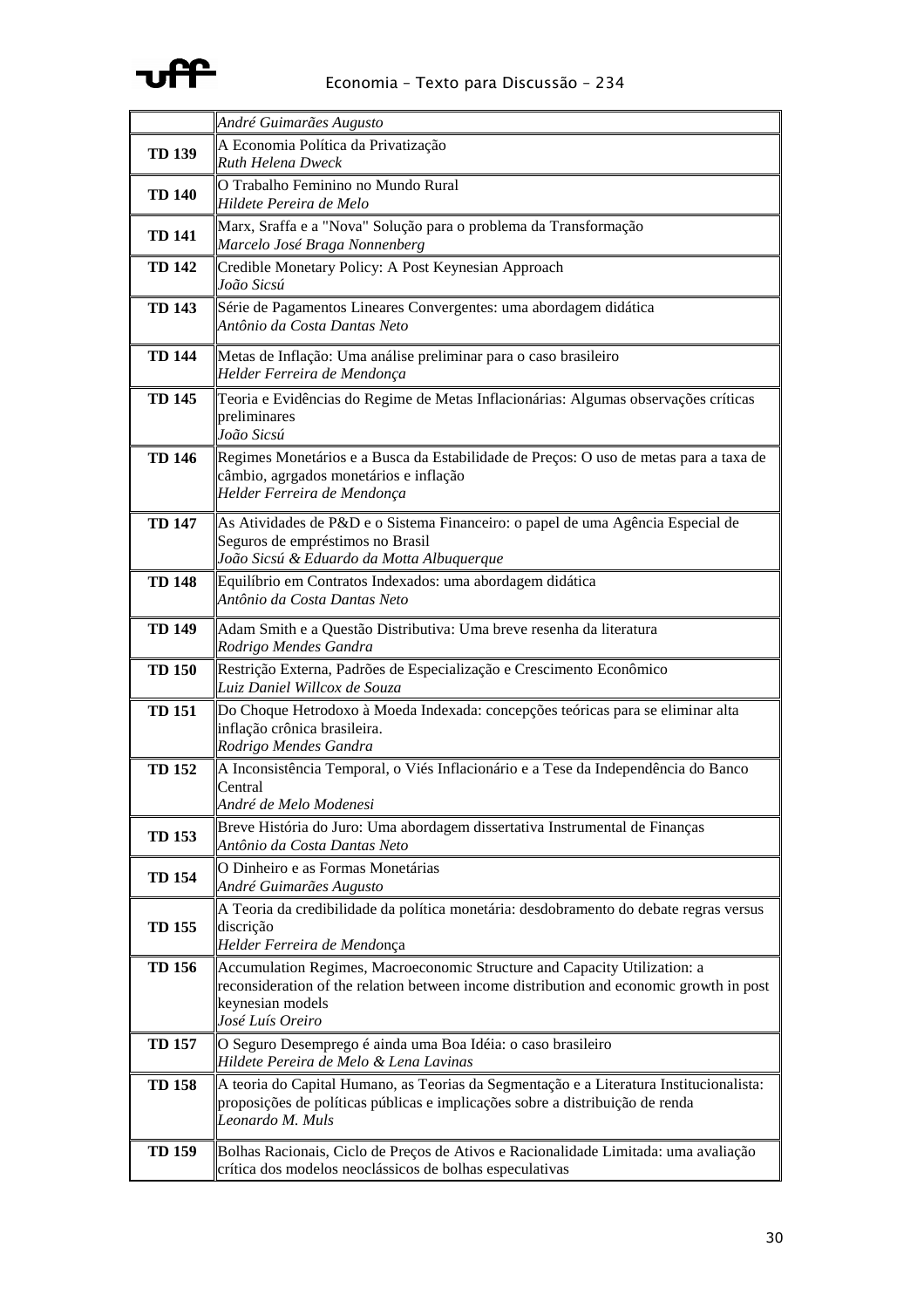| | |
|---|---|
| | *André Guimarães Augusto* |
| **TD 139** | A Economia Política da Privatização<br>*Ruth Helena Dweck* |
| **TD 140** | O Trabalho Feminino no Mundo Rural<br>*Hildete Pereira de Melo* |
| **TD 141** | Marx, Sraffa e a "Nova" Solução para o problema da Transformação<br>*Marcelo José Braga Nonnenberg* |
| **TD 142** | Credible Monetary Policy: A Post Keynesian Approach<br>*João Sicsú* |
| **TD 143** | Série de Pagamentos Lineares Convergentes: uma abordagem didática<br>*Antônio da Costa Dantas Neto* |
| **TD 144** | Metas de Inflação: Uma análise preliminar para o caso brasileiro<br>*Helder Ferreira de Mendonça* |
| **TD 145** | Teoria e Evidências do Regime de Metas Inflacionárias: Algumas observações críticas preliminares<br>*João Sicsú* |
| **TD 146** | Regimes Monetários e a Busca da Estabilidade de Preços: O uso de metas para a taxa de câmbio, agrgados monetários e inflação<br>*Helder Ferreira de Mendonça* |
| **TD 147** | As Atividades de P&D e o Sistema Financeiro: o papel de uma Agência Especial de Seguros de empréstimos no Brasil<br>*João Sicsú & Eduardo da Motta Albuquerque* |
| **TD 148** | Equilíbrio em Contratos Indexados: uma abordagem didática<br>*Antônio da Costa Dantas Neto* |
| **TD 149** | Adam Smith e a Questão Distributiva: Uma breve resenha da literatura<br>*Rodrigo Mendes Gandra* |
| **TD 150** | Restrição Externa, Padrões de Especialização e Crescimento Econômico<br>*Luiz Daniel Willcox de Souza* |
| **TD 151** | Do Choque Hetrodoxo à Moeda Indexada: concepções teóricas para se eliminar alta inflação crônica brasileira.<br>*Rodrigo Mendes Gandra* |
| **TD 152** | A Inconsistência Temporal, o Viés Inflacionário e a Tese da Independência do Banco Central<br>*André de Melo Modenesi* |
| **TD 153** | Breve História do Juro: Uma abordagem dissertativa Instrumental de Finanças<br>*Antônio da Costa Dantas Neto* |
| **TD 154** | O Dinheiro e as Formas Monetárias<br>*André Guimarães Augusto* |
| **TD 155** | A Teoria da credibilidade da política monetária: desdobramento do debate regras versus discrição<br>*Helder Ferreira de Mendonça* |
| **TD 156** | Accumulation Regimes, Macroeconomic Structure and Capacity Utilization: a reconsideration of the relation between income distribution and economic growth in post keynesian models<br>*José Luís Oreiro* |
| **TD 157** | O Seguro Desemprego é ainda uma Boa Idéia: o caso brasileiro<br>*Hildete Pereira de Melo & Lena Lavinas* |
| **TD 158** | A teoria do Capital Humano, as Teorias da Segmentação e a Literatura Institucionalista: proposições de políticas públicas e implicações sobre a distribuição de renda<br>*Leonardo M. Muls* |
| **TD 159** | Bolhas Racionais, Ciclo de Preços de Ativos e Racionalidade Limitada: uma avaliação crítica dos modelos neoclássicos de bolhas especulativas |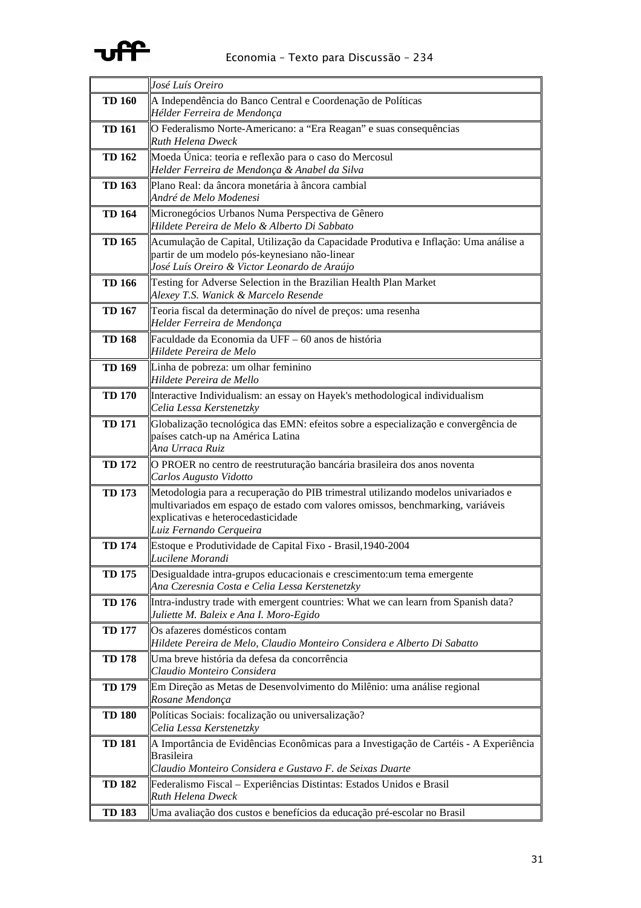| | |
|---|---|
| | *José Luís Oreiro* |
| **TD 160** | A Independência do Banco Central e Coordenação de Políticas<br>*Hélder Ferreira de Mendonça* |
| **TD 161** | O Federalismo Norte-Americano: a “Era Reagan” e suas consequências<br>*Ruth Helena Dweck* |
| **TD 162** | Moeda Única: teoria e reflexão para o caso do Mercosul<br>*Helder Ferreira de Mendonça & Anabel da Silva* |
| **TD 163** | Plano Real: da âncora monetária à âncora cambial<br>*André de Melo Modenesi* |
| **TD 164** | Micronegócios Urbanos Numa Perspectiva de Gênero<br>*Hildete Pereira de Melo & Alberto Di Sabbato* |
| **TD 165** | Acumulação de Capital, Utilização da Capacidade Produtiva e Inflação: Uma análise a partir de um modelo pós-keynesiano não-linear<br>*José Luís Oreiro & Victor Leonardo de Araújo* |
| **TD 166** | Testing for Adverse Selection in the Brazilian Health Plan Market<br>*Alexey T.S. Wanick & Marcelo Resende* |
| **TD 167** | Teoria fiscal da determinação do nível de preços: uma resenha<br>*Helder Ferreira de Mendonça* |
| **TD 168** | Faculdade da Economia da UFF – 60 anos de história<br>*Hildete Pereira de Melo* |
| **TD 169** | Linha de pobreza: um olhar feminino<br>*Hildete Pereira de Mello* |
| **TD 170** | Interactive Individualism: an essay on Hayek's methodological individualism<br>*Celia Lessa Kerstenetzky* |
| **TD 171** | Globalização tecnológica das EMN: efeitos sobre a especialização e convergência de países catch-up na América Latina<br>*Ana Urraca Ruiz* |
| **TD 172** | O PROER no centro de reestruturação bancária brasileira dos anos noventa<br>*Carlos Augusto Vidotto* |
| **TD 173** | Metodologia para a recuperação do PIB trimestral utilizando modelos univariados e multivariados em espaço de estado com valores omissos, benchmarking, variáveis explicativas e heterocedasticidade<br>*Luiz Fernando Cerqueira* |
| **TD 174** | Estoque e Produtividade de Capital Fixo - Brasil,1940-2004<br>*Lucilene Morandi* |
| **TD 175** | Desigualdade intra-grupos educacionais e crescimento:um tema emergente<br>*Ana Czeresnia Costa e Celia Lessa Kerstenetzky* |
| **TD 176** | Intra-industry trade with emergent countries: What we can learn from Spanish data?<br>*Juliette M. Baleix e Ana I. Moro-Egido* |
| **TD 177** | Os afazeres domésticos contam<br>*Hildete Pereira de Melo, Claudio Monteiro Considera e Alberto Di Sabatto* |
| **TD 178** | Uma breve história da defesa da concorrência<br>*Claudio Monteiro Considera* |
| **TD 179** | Em Direção as Metas de Desenvolvimento do Milênio: uma análise regional<br>*Rosane Mendonça* |
| **TD 180** | Políticas Sociais: focalização ou universalização?<br>*Celia Lessa Kerstenetzky* |
| **TD 181** | A Importância de Evidências Econômicas para a Investigação de Cartéis - A Experiência Brasileira<br>*Claudio Monteiro Considera e Gustavo F. de Seixas Duarte* |
| **TD 182** | Federalismo Fiscal – Experiências Distintas: Estados Unidos e Brasil<br>*Ruth Helena Dweck* |
| **TD 183** | Uma avaliação dos custos e benefícios da educação pré-escolar no Brasil |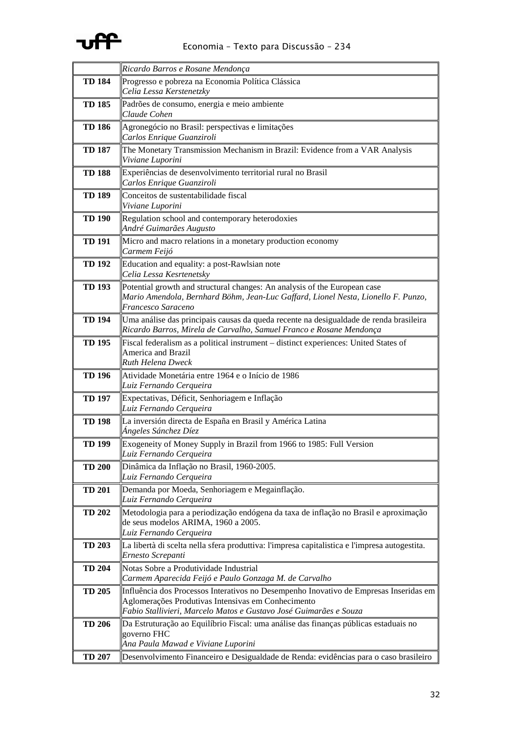| | |
|---|---|
| | *Ricardo Barros e Rosane Mendonça* |
| **TD 184** | Progresso e pobreza na Economia Política Clássica<br>*Celia Lessa Kerstenetzky* |
| **TD 185** | Padrões de consumo, energia e meio ambiente<br>*Claude Cohen* |
| **TD 186** | Agronegócio no Brasil: perspectivas e limitações<br>*Carlos Enrique Guanziroli* |
| **TD 187** | The Monetary Transmission Mechanism in Brazil: Evidence from a VAR Analysis<br>*Viviane Luporini* |
| **TD 188** | Experiências de desenvolvimento territorial rural no Brasil<br>*Carlos Enrique Guanziroli* |
| **TD 189** | Conceitos de sustentabilidade fiscal<br>*Viviane Luporini* |
| **TD 190** | Regulation school and contemporary heterodoxies<br>*André Guimarães Augusto* |
| **TD 191** | Micro and macro relations in a monetary production economy<br>*Carmem Feijó* |
| **TD 192** | Education and equality: a post-Rawlsian note<br>*Celia Lessa Kesrtenetsky* |
| **TD 193** | Potential growth and structural changes: An analysis of the European case<br>*Mario Amendola, Bernhard Böhm, Jean-Luc Gaffard, Lionel Nesta, Lionello F. Punzo, Francesco Saraceno* |
| **TD 194** | Uma análise das principais causas da queda recente na desigualdade de renda brasileira<br>*Ricardo Barros, Mirela de Carvalho, Samuel Franco e Rosane Mendonça* |
| **TD 195** | Fiscal federalism as a political instrument – distinct experiences: United States of America and Brazil<br>*Ruth Helena Dweck* |
| **TD 196** | Atividade Monetária entre 1964 e o Início de 1986<br>*Luiz Fernando Cerqueira* |
| **TD 197** | Expectativas, Déficit, Senhoriagem e Inflação<br>*Luiz Fernando Cerqueira* |
| **TD 198** | La inversión directa de España en Brasil y América Latina<br>*Ángeles Sánchez Díez* |
| **TD 199** | Exogeneity of Money Supply in Brazil from 1966 to 1985: Full Version<br>*Luiz Fernando Cerqueira* |
| **TD 200** | Dinâmica da Inflação no Brasil, 1960-2005.<br>*Luiz Fernando Cerqueira* |
| **TD 201** | Demanda por Moeda, Senhoriagem e Megainflação.<br>*Luiz Fernando Cerqueira* |
| **TD 202** | Metodologia para a periodização endógena da taxa de inflação no Brasil e aproximação de seus modelos ARIMA, 1960 a 2005.<br>*Luiz Fernando Cerqueira* |
| **TD 203** | La libertà di scelta nella sfera produttiva: l'impresa capitalistica e l'impresa autogestita.<br>*Ernesto Screpanti* |
| **TD 204** | Notas Sobre a Produtividade Industrial<br>*Carmem Aparecida Feijó e Paulo Gonzaga M. de Carvalho* |
| **TD 205** | Influência dos Processos Interativos no Desempenho Inovativo de Empresas Inseridas em Aglomerações Produtivas Intensivas em Conhecimento<br>*Fabio Stallivieri, Marcelo Matos e Gustavo José Guimarães e Souza* |
| **TD 206** | Da Estruturação ao Equilíbrio Fiscal: uma análise das finanças públicas estaduais no governo FHC<br>*Ana Paula Mawad e Viviane Luporini* |
| **TD 207** | Desenvolvimento Financeiro e Desigualdade de Renda: evidências para o caso brasileiro |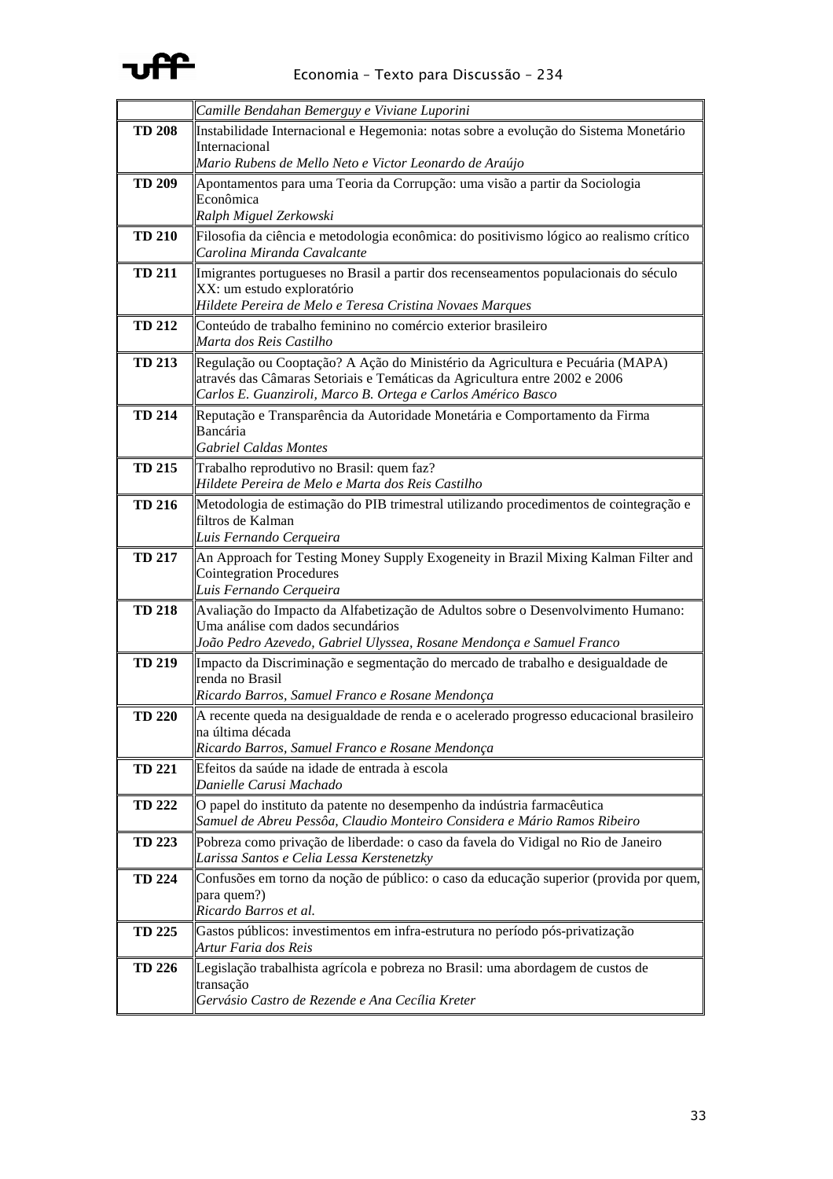| | |
|---|---|
| | *Camille Bendahan Bemerguy e Viviane Luporini* |
| **TD 208** | Instabilidade Internacional e Hegemonia: notas sobre a evolução do Sistema Monetário Internacional<br>*Mario Rubens de Mello Neto e Victor Leonardo de Araújo* |
| **TD 209** | Apontamentos para uma Teoria da Corrupção: uma visão a partir da Sociologia Econômica<br>*Ralph Miguel Zerkowski* |
| **TD 210** | Filosofia da ciência e metodologia econômica: do positivismo lógico ao realismo crítico<br>*Carolina Miranda Cavalcante* |
| **TD 211** | Imigrantes portugueses no Brasil a partir dos recenseamentos populacionais do século XX: um estudo exploratório<br>*Hildete Pereira de Melo e Teresa Cristina Novaes Marques* |
| **TD 212** | Conteúdo de trabalho feminino no comércio exterior brasileiro<br>*Marta dos Reis Castilho* |
| **TD 213** | Regulação ou Cooptação? A Ação do Ministério da Agricultura e Pecuária (MAPA) através das Câmaras Setoriais e Temáticas da Agricultura entre 2002 e 2006<br>*Carlos E. Guanziroli, Marco B. Ortega e Carlos Américo Basco* |
| **TD 214** | Reputação e Transparência da Autoridade Monetária e Comportamento da Firma Bancária<br>*Gabriel Caldas Montes* |
| **TD 215** | Trabalho reprodutivo no Brasil: quem faz?<br>*Hildete Pereira de Melo e Marta dos Reis Castilho* |
| **TD 216** | Metodologia de estimação do PIB trimestral utilizando procedimentos de cointegração e filtros de Kalman<br>*Luis Fernando Cerqueira* |
| **TD 217** | An Approach for Testing Money Supply Exogeneity in Brazil Mixing Kalman Filter and Cointegration Procedures<br>*Luis Fernando Cerqueira* |
| **TD 218** | Avaliação do Impacto da Alfabetização de Adultos sobre o Desenvolvimento Humano: Uma análise com dados secundários<br>*João Pedro Azevedo, Gabriel Ulyssea, Rosane Mendonça e Samuel Franco* |
| **TD 219** | Impacto da Discriminação e segmentação do mercado de trabalho e desigualdade de renda no Brasil<br>*Ricardo Barros, Samuel Franco e Rosane Mendonça* |
| **TD 220** | A recente queda na desigualdade de renda e o acelerado progresso educacional brasileiro na última década<br>*Ricardo Barros, Samuel Franco e Rosane Mendonça* |
| **TD 221** | Efeitos da saúde na idade de entrada à escola<br>*Danielle Carusi Machado* |
| **TD 222** | O papel do instituto da patente no desempenho da indústria farmacêutica<br>*Samuel de Abreu Pessôa, Claudio Monteiro Considera e Mário Ramos Ribeiro* |
| **TD 223** | Pobreza como privação de liberdade: o caso da favela do Vidigal no Rio de Janeiro<br>*Larissa Santos e Celia Lessa Kerstenetzky* |
| **TD 224** | Confusões em torno da noção de público: o caso da educação superior (provida por quem, para quem?)<br>*Ricardo Barros et al.* |
| **TD 225** | Gastos públicos: investimentos em infra-estrutura no período pós-privatização<br>*Artur Faria dos Reis* |
| **TD 226** | Legislação trabalhista agrícola e pobreza no Brasil: uma abordagem de custos de transação<br>*Gervásio Castro de Rezende e Ana Cecília Kreter* |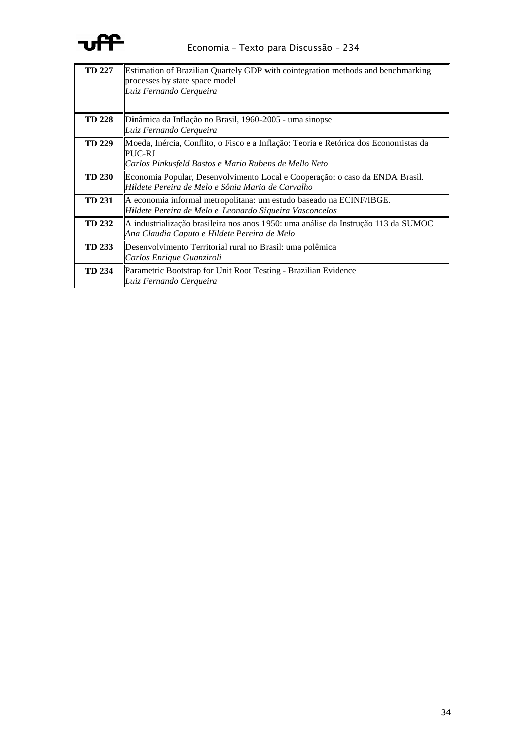| | |
|---|---|
| **TD 227** | Estimation of Brazilian Quartely GDP with cointegration methods and benchmarking processes by state space model<br>*Luiz Fernando Cerqueira* |
| **TD 228** | Dinâmica da Inflação no Brasil, 1960-2005 - uma sinopse<br>*Luiz Fernando Cerqueira* |
| **TD 229** | Moeda, Inércia, Conflito, o Fisco e a Inflação: Teoria e Retórica dos Economistas da PUC-RJ<br>*Carlos Pinkusfeld Bastos e Mario Rubens de Mello Neto* |
| **TD 230** | Economia Popular, Desenvolvimento Local e Cooperação: o caso da ENDA Brasil.<br>*Hildete Pereira de Melo e Sônia Maria de Carvalho* |
| **TD 231** | A economia informal metropolitana: um estudo baseado na ECINF/IBGE.<br>*Hildete Pereira de Melo e Leonardo Siqueira Vasconcelos* |
| **TD 232** | A industrialização brasileira nos anos 1950: uma análise da Instrução 113 da SUMOC<br>*Ana Claudia Caputo e Hildete Pereira de Melo* |
| **TD 233** | Desenvolvimento Territorial rural no Brasil: uma polêmica<br>*Carlos Enrique Guanziroli* |
| **TD 234** | Parametric Bootstrap for Unit Root Testing - Brazilian Evidence<br>*Luiz Fernando Cerqueira* |